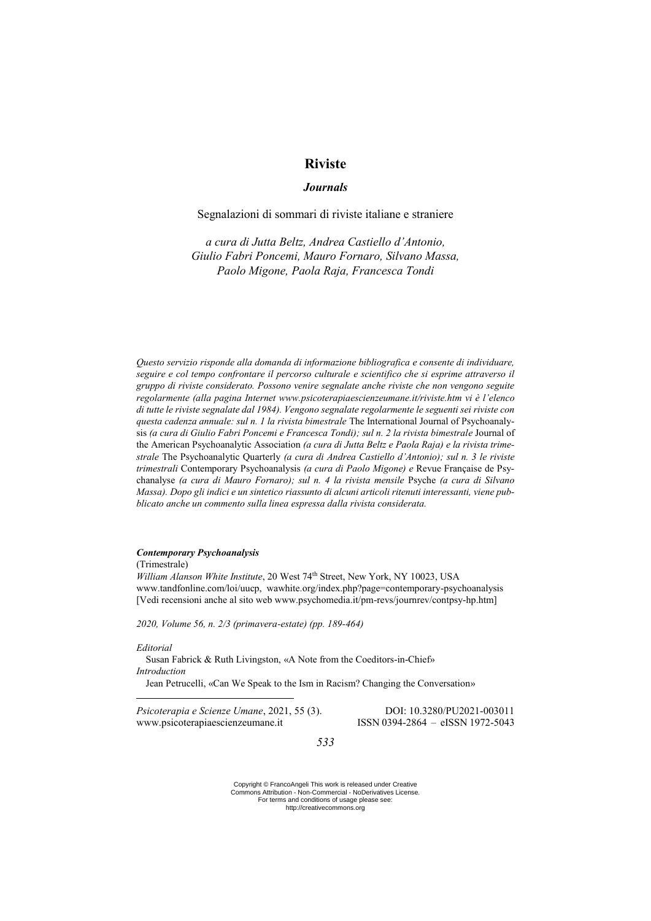# Riviste

## *Journals*

Segnalazioni di sommari di riviste italiane e straniere

*a cura di Jutta Beltz, Andrea Castiello d'Antonio, Giulio Fabri Poncemi, Mauro Fornaro, Silvano Massa, Paolo Migone, Paola Raja, Francesca Tondi*

*Questo servizio risponde alla domanda di informazione bibliografica e consente di individuare, seguire e col tempo confrontare il percorso culturale e scientifico che si esprime attraverso il gruppo di riviste considerato. Possono venire segnalate anche riviste che non vengono seguite regolarmente (alla pagina Internet www.psicoterapiaescienzeumane.it/riviste.htm vi è l'elenco di tutte le riviste segnalate dal 1984). Vengono segnalate regolarmente le seguenti sei riviste con questa cadenza annuale: sul n. 1 la rivista bimestrale* The International Journal of Psychoanalysis *(a cura di Giulio Fabri Poncemi e Francesca Tondi); sul n. 2 la rivista bimestrale* Journal of the American Psychoanalytic Association *(a cura di Jutta Beltz e Paola Raja) e la rivista trimestrale* The Psychoanalytic Quarterly *(a cura di Andrea Castiello d'Antonio); sul n. 3 le riviste trimestrali* Contemporary Psychoanalysis *(a cura di Paolo Migone) e* Revue Française de Psychanalyse *(a cura di Mauro Fornaro); sul n. 4 la rivista mensile* Psyche *(a cura di Silvano Massa). Dopo gli indici e un sintetico riassunto di alcuni articoli ritenuti interessanti, viene pubblicato anche un commento sulla linea espressa dalla rivista considerata.*

***Contemporary Psychoanalysis***
(Trimestrale)
*William Alanson White Institute*, 20 West 74th Street, New York, NY 10023, USA
www.tandfonline.com/loi/uucp, wawhite.org/index.php?page=contemporary-psychoanalysis
[Vedi recensioni anche al sito web www.psychomedia.it/pm-revs/journrev/contpsy-hp.htm]

*2020, Volume 56, n. 2/3 (primavera-estate) (pp. 189-464)*

*Editorial*
Susan Fabrick & Ruth Livingston, «A Note from the Coeditors-in-Chief»
*Introduction*
Jean Petrucelli, «Can We Speak to the Ism in Racism? Changing the Conversation»

*Psicoterapia e Scienze Umane*, 2021, 55 (3). DOI: 10.3280/PU2021-003011
www.psicoterapiaescienzeumane.it ISSN 0394-2864 – eISSN 1972-5043

Copyright © FrancoAngeli This work is released under Creative Commons Attribution - Non-Commercial - NoDerivatives License. For terms and conditions of usage please see: http://creativecommons.org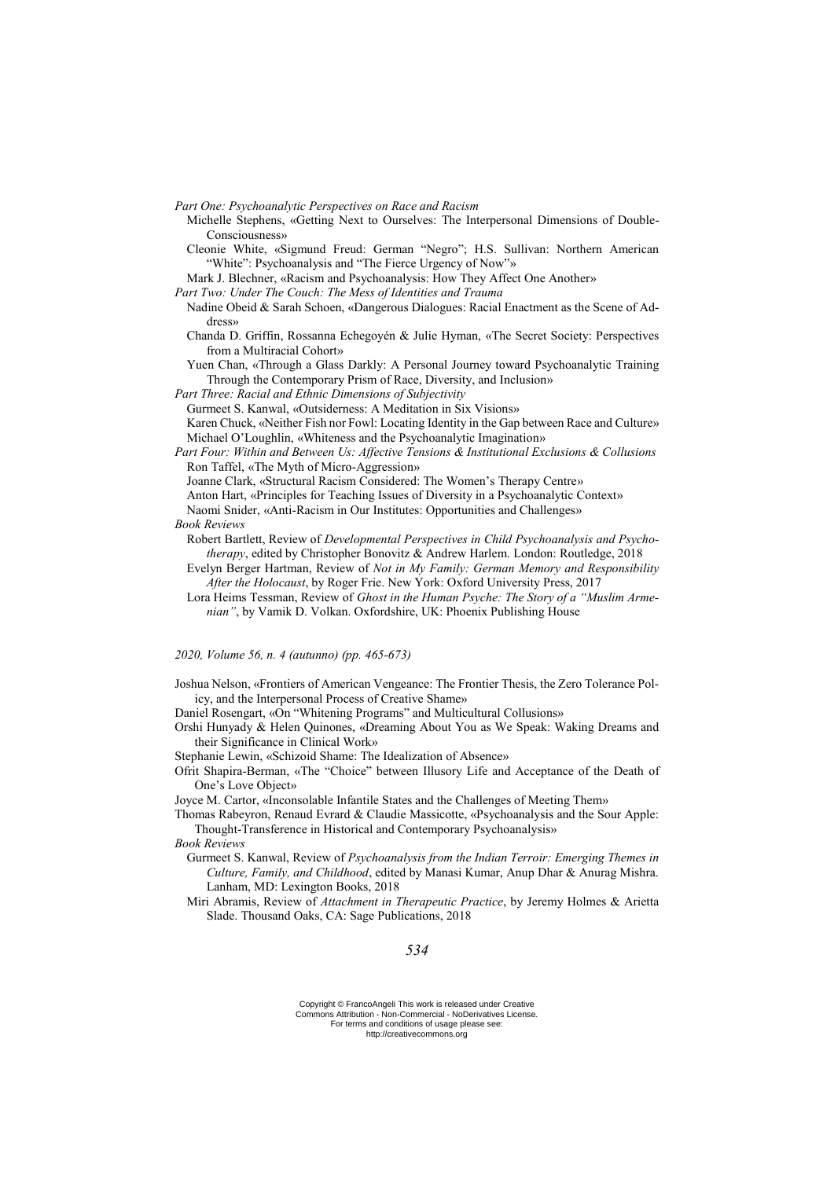*Part One: Psychoanalytic Perspectives on Race and Racism*

Michelle Stephens, «Getting Next to Ourselves: The Interpersonal Dimensions of Double-Consciousness»

Cleonie White, «Sigmund Freud: German "Negro"; H.S. Sullivan: Northern American "White": Psychoanalysis and "The Fierce Urgency of Now"»

Mark J. Blechner, «Racism and Psychoanalysis: How They Affect One Another»

*Part Two: Under The Couch: The Mess of Identities and Trauma*

Nadine Obeid & Sarah Schoen, «Dangerous Dialogues: Racial Enactment as the Scene of Address»

Chanda D. Griffin, Rossanna Echegoyén & Julie Hyman, «The Secret Society: Perspectives from a Multiracial Cohort»

Yuen Chan, «Through a Glass Darkly: A Personal Journey toward Psychoanalytic Training Through the Contemporary Prism of Race, Diversity, and Inclusion»

*Part Three: Racial and Ethnic Dimensions of Subjectivity*

Gurmeet S. Kanwal, «Outsiderness: A Meditation in Six Visions»

Karen Chuck, «Neither Fish nor Fowl: Locating Identity in the Gap between Race and Culture»

Michael O'Loughlin, «Whiteness and the Psychoanalytic Imagination»

*Part Four: Within and Between Us: Affective Tensions & Institutional Exclusions & Collusions*

Ron Taffel, «The Myth of Micro-Aggression»

Joanne Clark, «Structural Racism Considered: The Women's Therapy Centre»

Anton Hart, «Principles for Teaching Issues of Diversity in a Psychoanalytic Context»

Naomi Snider, «Anti-Racism in Our Institutes: Opportunities and Challenges»

*Book Reviews*

Robert Bartlett, Review of *Developmental Perspectives in Child Psychoanalysis and Psychotherapy*, edited by Christopher Bonovitz & Andrew Harlem. London: Routledge, 2018

Evelyn Berger Hartman, Review of *Not in My Family: German Memory and Responsibility After the Holocaust*, by Roger Frie. New York: Oxford University Press, 2017

Lora Heims Tessman, Review of *Ghost in the Human Psyche: The Story of a "Muslim Armenian"*, by Vamik D. Volkan. Oxfordshire, UK: Phoenix Publishing House

*2020, Volume 56, n. 4 (autunno) (pp. 465-673)*

Joshua Nelson, «Frontiers of American Vengeance: The Frontier Thesis, the Zero Tolerance Policy, and the Interpersonal Process of Creative Shame»

Daniel Rosengart, «On "Whitening Programs" and Multicultural Collusions»

Orshi Hunyady & Helen Quinones, «Dreaming About You as We Speak: Waking Dreams and their Significance in Clinical Work»

Stephanie Lewin, «Schizoid Shame: The Idealization of Absence»

Ofrit Shapira-Berman, «The "Choice" between Illusory Life and Acceptance of the Death of One's Love Object»

Joyce M. Cartor, «Inconsolable Infantile States and the Challenges of Meeting Them»

Thomas Rabeyron, Renaud Evrard & Claudie Massicotte, «Psychoanalysis and the Sour Apple: Thought-Transference in Historical and Contemporary Psychoanalysis»

*Book Reviews*

Gurmeet S. Kanwal, Review of *Psychoanalysis from the Indian Terroir: Emerging Themes in Culture, Family, and Childhood*, edited by Manasi Kumar, Anup Dhar & Anurag Mishra. Lanham, MD: Lexington Books, 2018

Miri Abramis, Review of *Attachment in Therapeutic Practice*, by Jeremy Holmes & Arietta Slade. Thousand Oaks, CA: Sage Publications, 2018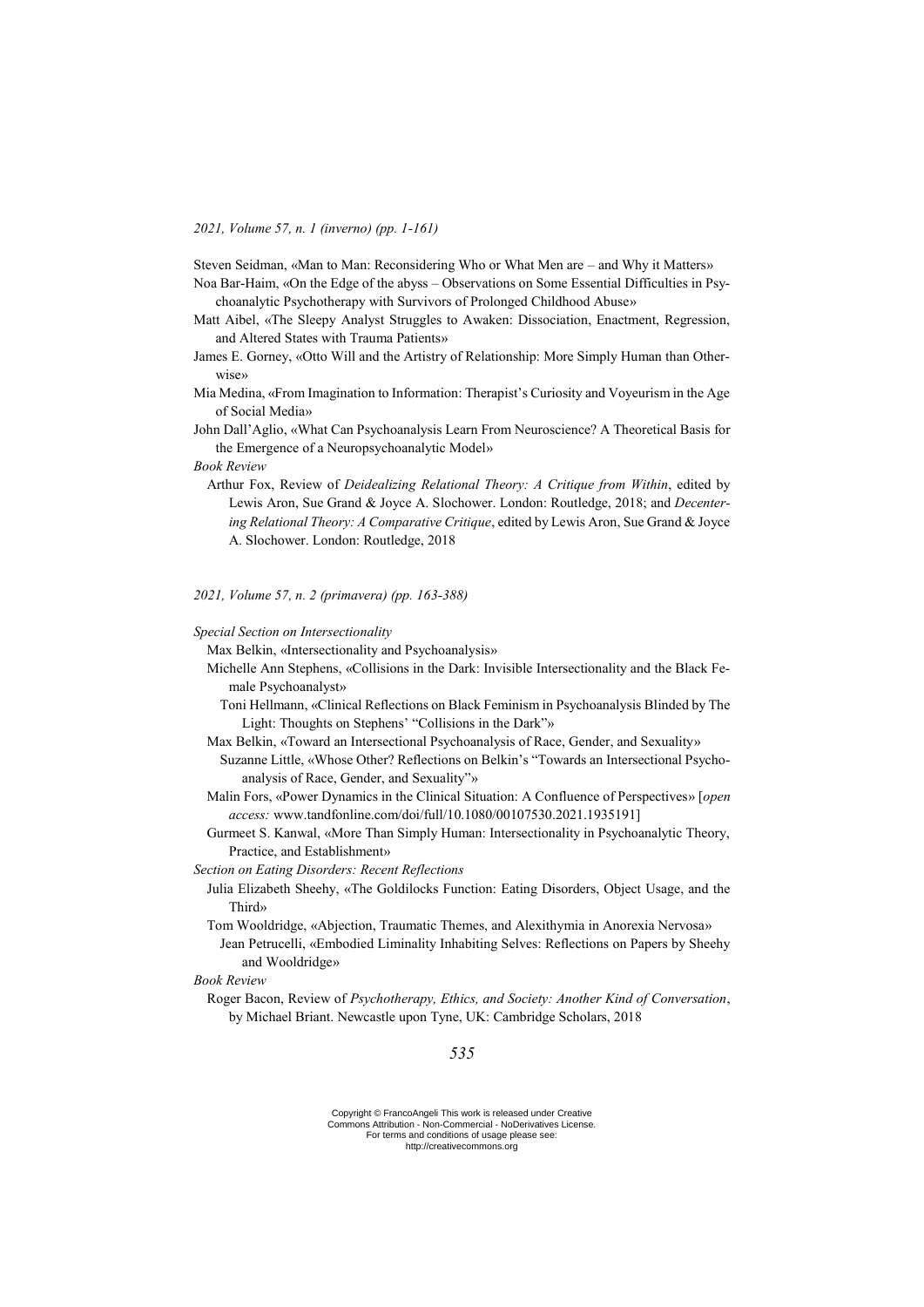*2021, Volume 57, n. 1 (inverno) (pp. 1-161)*

Steven Seidman, «Man to Man: Reconsidering Who or What Men are – and Why it Matters»

Noa Bar-Haim, «On the Edge of the abyss – Observations on Some Essential Difficulties in Psychoanalytic Psychotherapy with Survivors of Prolonged Childhood Abuse»

Matt Aibel, «The Sleepy Analyst Struggles to Awaken: Dissociation, Enactment, Regression, and Altered States with Trauma Patients»

James E. Gorney, «Otto Will and the Artistry of Relationship: More Simply Human than Otherwise»

Mia Medina, «From Imagination to Information: Therapist's Curiosity and Voyeurism in the Age of Social Media»

John Dall'Aglio, «What Can Psychoanalysis Learn From Neuroscience? A Theoretical Basis for the Emergence of a Neuropsychoanalytic Model»

*Book Review*

Arthur Fox, Review of *Deidealizing Relational Theory: A Critique from Within*, edited by Lewis Aron, Sue Grand & Joyce A. Slochower. London: Routledge, 2018; and *Decentering Relational Theory: A Comparative Critique*, edited by Lewis Aron, Sue Grand & Joyce A. Slochower. London: Routledge, 2018

*2021, Volume 57, n. 2 (primavera) (pp. 163-388)*

*Special Section on Intersectionality*

Max Belkin, «Intersectionality and Psychoanalysis»

Michelle Ann Stephens, «Collisions in the Dark: Invisible Intersectionality and the Black Female Psychoanalyst»

Toni Hellmann, «Clinical Reflections on Black Feminism in Psychoanalysis Blinded by The Light: Thoughts on Stephens' "Collisions in the Dark"»

Max Belkin, «Toward an Intersectional Psychoanalysis of Race, Gender, and Sexuality»

Suzanne Little, «Whose Other? Reflections on Belkin's "Towards an Intersectional Psychoanalysis of Race, Gender, and Sexuality"»

Malin Fors, «Power Dynamics in the Clinical Situation: A Confluence of Perspectives» [*open access:* www.tandfonline.com/doi/full/10.1080/00107530.2021.1935191]

Gurmeet S. Kanwal, «More Than Simply Human: Intersectionality in Psychoanalytic Theory, Practice, and Establishment»

*Section on Eating Disorders: Recent Reflections*

Julia Elizabeth Sheehy, «The Goldilocks Function: Eating Disorders, Object Usage, and the Third»

Tom Wooldridge, «Abjection, Traumatic Themes, and Alexithymia in Anorexia Nervosa»

Jean Petrucelli, «Embodied Liminality Inhabiting Selves: Reflections on Papers by Sheehy and Wooldridge»

*Book Review*

Roger Bacon, Review of *Psychotherapy, Ethics, and Society: Another Kind of Conversation*, by Michael Briant. Newcastle upon Tyne, UK: Cambridge Scholars, 2018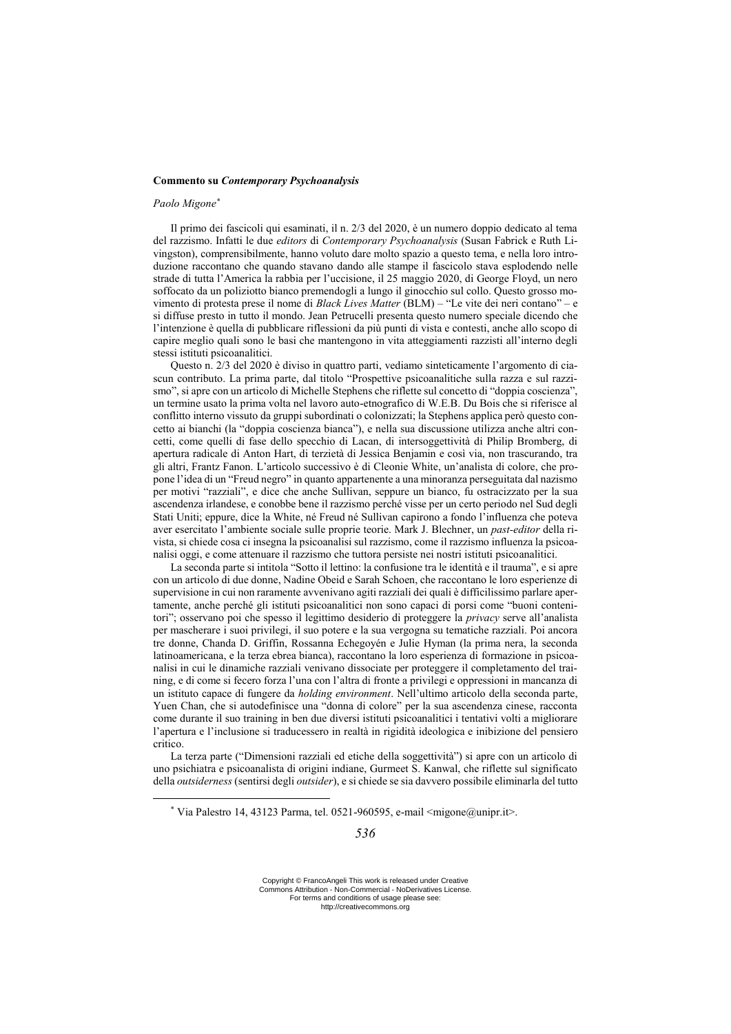**Commento su *Contemporary Psychoanalysis***

*Paolo Migone*[*]

Il primo dei fascicoli qui esaminati, il n. 2/3 del 2020, è un numero doppio dedicato al tema del razzismo. Infatti le due *editors* di *Contemporary Psychoanalysis* (Susan Fabrick e Ruth Livingston), comprensibilmente, hanno voluto dare molto spazio a questo tema, e nella loro introduzione raccontano che quando stavano dando alle stampe il fascicolo stava esplodendo nelle strade di tutta l'America la rabbia per l'uccisione, il 25 maggio 2020, di George Floyd, un nero soffocato da un poliziotto bianco premendogli a lungo il ginocchio sul collo. Questo grosso movimento di protesta prese il nome di *Black Lives Matter* (BLM) – "Le vite dei neri contano" – e si diffuse presto in tutto il mondo. Jean Petrucelli presenta questo numero speciale dicendo che l'intenzione è quella di pubblicare riflessioni da più punti di vista e contesti, anche allo scopo di capire meglio quali sono le basi che mantengono in vita atteggiamenti razzisti all'interno degli stessi istituti psicoanalitici.

Questo n. 2/3 del 2020 è diviso in quattro parti, vediamo sinteticamente l'argomento di ciascun contributo. La prima parte, dal titolo "Prospettive psicoanalitiche sulla razza e sul razzismo", si apre con un articolo di Michelle Stephens che riflette sul concetto di "doppia coscienza", un termine usato la prima volta nel lavoro auto-etnografico di W.E.B. Du Bois che si riferisce al conflitto interno vissuto da gruppi subordinati o colonizzati; la Stephens applica però questo concetto ai bianchi (la "doppia coscienza bianca"), e nella sua discussione utilizza anche altri concetti, come quelli di fase dello specchio di Lacan, di intersoggettività di Philip Bromberg, di apertura radicale di Anton Hart, di terzietà di Jessica Benjamin e così via, non trascurando, tra gli altri, Frantz Fanon. L'articolo successivo è di Cleonie White, un'analista di colore, che propone l'idea di un "Freud negro" in quanto appartenente a una minoranza perseguitata dal nazismo per motivi "razziali", e dice che anche Sullivan, seppure un bianco, fu ostracizzato per la sua ascendenza irlandese, e conobbe bene il razzismo perché visse per un certo periodo nel Sud degli Stati Uniti; eppure, dice la White, né Freud né Sullivan capirono a fondo l'influenza che poteva aver esercitato l'ambiente sociale sulle proprie teorie. Mark J. Blechner, un *past-editor* della rivista, si chiede cosa ci insegna la psicoanalisi sul razzismo, come il razzismo influenza la psicoanalisi oggi, e come attenuare il razzismo che tuttora persiste nei nostri istituti psicoanalitici.

La seconda parte si intitola "Sotto il lettino: la confusione tra le identità e il trauma", e si apre con un articolo di due donne, Nadine Obeid e Sarah Schoen, che raccontano le loro esperienze di supervisione in cui non raramente avvenivano agiti razziali dei quali è difficilissimo parlare apertamente, anche perché gli istituti psicoanalitici non sono capaci di porsi come "buoni contenitori"; osservano poi che spesso il legittimo desiderio di proteggere la *privacy* serve all'analista per mascherare i suoi privilegi, il suo potere e la sua vergogna su tematiche razziali. Poi ancora tre donne, Chanda D. Griffin, Rossanna Echegoyén e Julie Hyman (la prima nera, la seconda latinoamericana, e la terza ebrea bianca), raccontano la loro esperienza di formazione in psicoanalisi in cui le dinamiche razziali venivano dissociate per proteggere il completamento del training, e di come si fecero forza l'una con l'altra di fronte a privilegi e oppressioni in mancanza di un istituto capace di fungere da *holding environment*. Nell'ultimo articolo della seconda parte, Yuen Chan, che si autodefinisce una "donna di colore" per la sua ascendenza cinese, racconta come durante il suo training in ben due diversi istituti psicoanalitici i tentativi volti a migliorare l'apertura e l'inclusione si traducessero in realtà in rigidità ideologica e inibizione del pensiero critico.

La terza parte ("Dimensioni razziali ed etiche della soggettività") si apre con un articolo di uno psichiatra e psicoanalista di origini indiane, Gurmeet S. Kanwal, che riflette sul significato della *outsiderness* (sentirsi degli *outsider*), e si chiede se sia davvero possibile eliminarla del tutto

[*] Via Palestro 14, 43123 Parma, tel. 0521-960595, e-mail <migone@unipr.it>.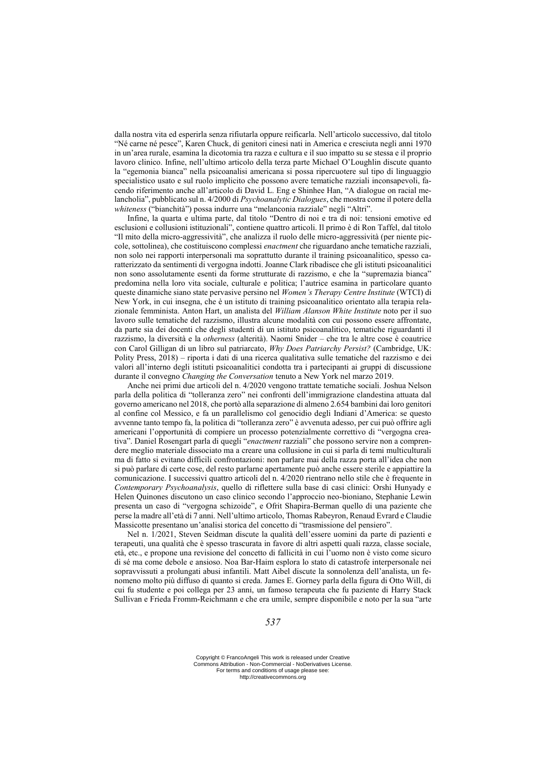dalla nostra vita ed esperirla senza rifiutarla oppure reificarla. Nell'articolo successivo, dal titolo "Né carne né pesce", Karen Chuck, di genitori cinesi nati in America e cresciuta negli anni 1970 in un'area rurale, esamina la dicotomia tra razza e cultura e il suo impatto su se stessa e il proprio lavoro clinico. Infine, nell'ultimo articolo della terza parte Michael O'Loughlin discute quanto la "egemonia bianca" nella psicoanalisi americana si possa ripercuotere sul tipo di linguaggio specialistico usato e sul ruolo implicito che possono avere tematiche razziali inconsapevoli, facendo riferimento anche all'articolo di David L. Eng e Shinhee Han, "A dialogue on racial melancholia", pubblicato sul n. 4/2000 di *Psychoanalytic Dialogues*, che mostra come il potere della *whiteness* ("bianchità") possa indurre una "melanconia razziale" negli "Altri".

Infine, la quarta e ultima parte, dal titolo "Dentro di noi e tra di noi: tensioni emotive ed esclusioni e collusioni istituzionali", contiene quattro articoli. Il primo è di Ron Taffel, dal titolo "Il mito della micro-aggressività", che analizza il ruolo delle micro-aggressività (per niente piccole, sottolinea), che costituiscono complessi *enactment* che riguardano anche tematiche razziali, non solo nei rapporti interpersonali ma soprattutto durante il training psicoanalitico, spesso caratterizzato da sentimenti di vergogna indotti. Joanne Clark ribadisce che gli istituti psicoanalitici non sono assolutamente esenti da forme strutturate di razzismo, e che la "supremazia bianca" predomina nella loro vita sociale, culturale e politica; l'autrice esamina in particolare quanto queste dinamiche siano state pervasive persino nel *Women's Therapy Centre Institute* (WTCI) di New York, in cui insegna, che è un istituto di training psicoanalitico orientato alla terapia relazionale femminista. Anton Hart, un analista del *William Alanson White Institute* noto per il suo lavoro sulle tematiche del razzismo, illustra alcune modalità con cui possono essere affrontate, da parte sia dei docenti che degli studenti di un istituto psicoanalitico, tematiche riguardanti il razzismo, la diversità e la *otherness* (alterità). Naomi Snider – che tra le altre cose è coautrice con Carol Gilligan di un libro sul patriarcato, *Why Does Patriarchy Persist?* (Cambridge, UK: Polity Press, 2018) – riporta i dati di una ricerca qualitativa sulle tematiche del razzismo e dei valori all'interno degli istituti psicoanalitici condotta tra i partecipanti ai gruppi di discussione durante il convegno *Changing the Conversation* tenuto a New York nel marzo 2019.

Anche nei primi due articoli del n. 4/2020 vengono trattate tematiche sociali. Joshua Nelson parla della politica di "tolleranza zero" nei confronti dell'immigrazione clandestina attuata dal governo americano nel 2018, che portò alla separazione di almeno 2.654 bambini dai loro genitori al confine col Messico, e fa un parallelismo col genocidio degli Indiani d'America: se questo avvenne tanto tempo fa, la politica di "tolleranza zero" è avvenuta adesso, per cui può offrire agli americani l'opportunità di compiere un processo potenzialmente correttivo di "vergogna creativa". Daniel Rosengart parla di quegli "*enactment* razziali" che possono servire non a comprendere meglio materiale dissociato ma a creare una collusione in cui si parla di temi multiculturali ma di fatto si evitano difficili confrontazioni: non parlare mai della razza porta all'idea che non si può parlare di certe cose, del resto parlarne apertamente può anche essere sterile e appiattire la comunicazione. I successivi quattro articoli del n. 4/2020 rientrano nello stile che è frequente in *Contemporary Psychoanalysis*, quello di riflettere sulla base di casi clinici: Orshi Hunyady e Helen Quinones discutono un caso clinico secondo l'approccio neo-bioniano, Stephanie Lewin presenta un caso di "vergogna schizoide", e Ofrit Shapira-Berman quello di una paziente che perse la madre all'età di 7 anni. Nell'ultimo articolo, Thomas Rabeyron, Renaud Evrard e Claudie Massicotte presentano un'analisi storica del concetto di "trasmissione del pensiero".

Nel n. 1/2021, Steven Seidman discute la qualità dell'essere uomini da parte di pazienti e terapeuti, una qualità che è spesso trascurata in favore di altri aspetti quali razza, classe sociale, età, etc., e propone una revisione del concetto di fallicità in cui l'uomo non è visto come sicuro di sé ma come debole e ansioso. Noa Bar-Haim esplora lo stato di catastrofe interpersonale nei sopravvissuti a prolungati abusi infantili. Matt Aibel discute la sonnolenza dell'analista, un fenomeno molto più diffuso di quanto si creda. James E. Gorney parla della figura di Otto Will, di cui fu studente e poi collega per 23 anni, un famoso terapeuta che fu paziente di Harry Stack Sullivan e Frieda Fromm-Reichmann e che era umile, sempre disponibile e noto per la sua "arte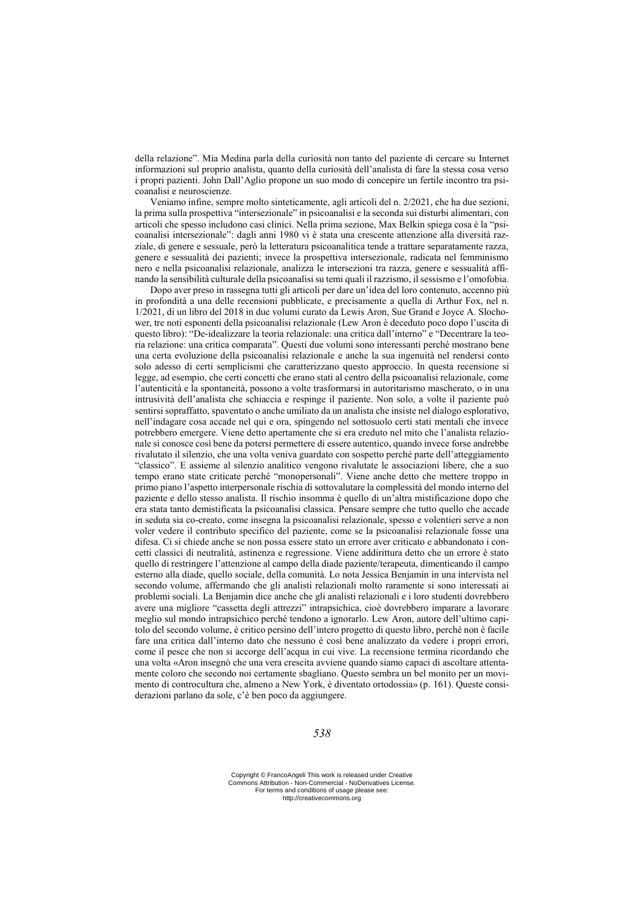della relazione". Mia Medina parla della curiosità non tanto del paziente di cercare su Internet informazioni sul proprio analista, quanto della curiosità dell'analista di fare la stessa cosa verso i propri pazienti. John Dall'Aglio propone un suo modo di concepire un fertile incontro tra psicoanalisi e neuroscienze.

Veniamo infine, sempre molto sinteticamente, agli articoli del n. 2/2021, che ha due sezioni, la prima sulla prospettiva "intersezionale" in psicoanalisi e la seconda sui disturbi alimentari, con articoli che spesso includono casi clinici. Nella prima sezione, Max Belkin spiega cosa è la "psicoanalisi intersezionale": dagli anni 1980 vi è stata una crescente attenzione alla diversità razziale, di genere e sessuale, però la letteratura psicoanalitica tende a trattare separatamente razza, genere e sessualità dei pazienti; invece la prospettiva intersezionale, radicata nel femminismo nero e nella psicoanalisi relazionale, analizza le intersezioni tra razza, genere e sessualità affinando la sensibilità culturale della psicoanalisi su temi quali il razzismo, il sessismo e l'omofobia.

Dopo aver preso in rassegna tutti gli articoli per dare un'idea del loro contenuto, accenno più in profondità a una delle recensioni pubblicate, e precisamente a quella di Arthur Fox, nel n. 1/2021, di un libro del 2018 in due volumi curato da Lewis Aron, Sue Grand e Joyce A. Slochower, tre noti esponenti della psicoanalisi relazionale (Lew Aron è deceduto poco dopo l'uscita di questo libro): "De-idealizzare la teoria relazionale: una critica dall'interno" e "Decentrare la teoria relazione: una critica comparata". Questi due volumi sono interessanti perché mostrano bene una certa evoluzione della psicoanalisi relazionale e anche la sua ingenuità nel rendersi conto solo adesso di certi semplicismi che caratterizzano questo approccio. In questa recensione si legge, ad esempio, che certi concetti che erano stati al centro della psicoanalisi relazionale, come l'autenticità e la spontaneità, possono a volte trasformarsi in autoritarismo mascherato, o in una intrusività dell'analista che schiaccia e respinge il paziente. Non solo, a volte il paziente può sentirsi sopraffatto, spaventato o anche umiliato da un analista che insiste nel dialogo esplorativo, nell'indagare cosa accade nel qui e ora, spingendo nel sottosuolo certi stati mentali che invece potrebbero emergere. Viene detto apertamente che si era creduto nel mito che l'analista relazionale si conosce così bene da potersi permettere di essere autentico, quando invece forse andrebbe rivalutato il silenzio, che una volta veniva guardato con sospetto perché parte dell'atteggiamento "classico". E assieme al silenzio analitico vengono rivalutate le associazioni libere, che a suo tempo erano state criticate perché "monopersonali". Viene anche detto che mettere troppo in primo piano l'aspetto interpersonale rischia di sottovalutare la complessità del mondo interno del paziente e dello stesso analista. Il rischio insomma è quello di un'altra mistificazione dopo che era stata tanto demistificata la psicoanalisi classica. Pensare sempre che tutto quello che accade in seduta sia co-creato, come insegna la psicoanalisi relazionale, spesso e volentieri serve a non voler vedere il contributo specifico del paziente, come se la psicoanalisi relazionale fosse una difesa. Ci si chiede anche se non possa essere stato un errore aver criticato e abbandonato i concetti classici di neutralità, astinenza e regressione. Viene addirittura detto che un errore è stato quello di restringere l'attenzione al campo della diade paziente/terapeuta, dimenticando il campo esterno alla diade, quello sociale, della comunità. Lo nota Jessica Benjamin in una intervista nel secondo volume, affermando che gli analisti relazionali molto raramente si sono interessati ai problemi sociali. La Benjamin dice anche che gli analisti relazionali e i loro studenti dovrebbero avere una migliore "cassetta degli attrezzi" intrapsichica, cioè dovrebbero imparare a lavorare meglio sul mondo intrapsichico perché tendono a ignorarlo. Lew Aron, autore dell'ultimo capitolo del secondo volume, è critico persino dell'intero progetto di questo libro, perché non è facile fare una critica dall'interno dato che nessuno è così bene analizzato da vedere i propri errori, come il pesce che non si accorge dell'acqua in cui vive. La recensione termina ricordando che una volta «Aron insegnò che una vera crescita avviene quando siamo capaci di ascoltare attentamente coloro che secondo noi certamente sbagliano. Questo sembra un bel monito per un movimento di controcultura che, almeno a New York, è diventato ortodossia» (p. 161). Queste considerazioni parlano da sole, c'è ben poco da aggiungere.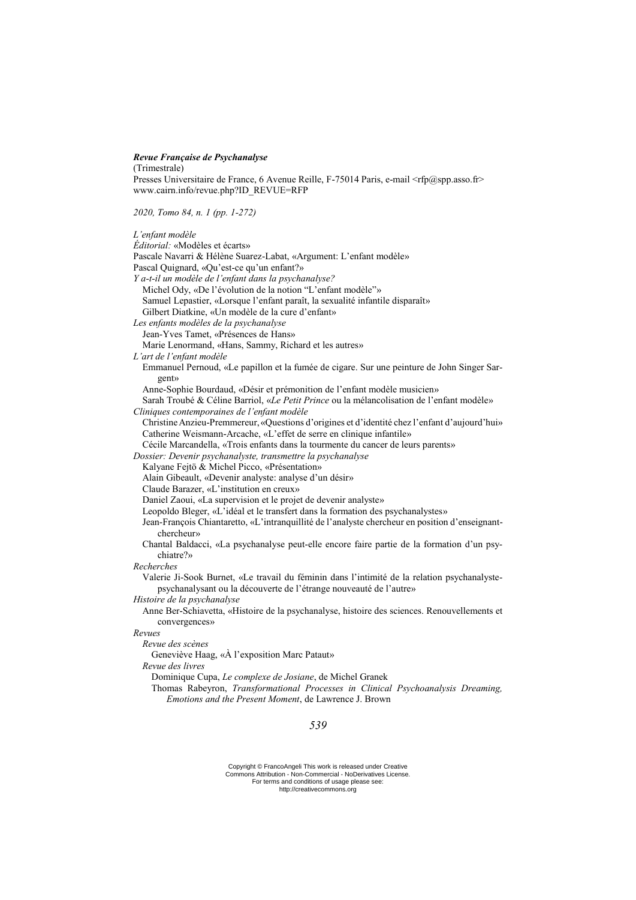***Revue Française de Psychanalyse***
(Trimestrale)
Presses Universitaire de France, 6 Avenue Reille, F-75014 Paris, e-mail <rfp@spp.asso.fr>
www.cairn.info/revue.php?ID_REVUE=RFP

*2020, Tomo 84, n. 1 (pp. 1-272)*

*L'enfant modèle*
*Éditorial:* «Modèles et écarts»
Pascale Navarri & Hélène Suarez-Labat, «Argument: L'enfant modèle»
Pascal Quignard, «Qu'est-ce qu'un enfant?»
*Y a-t-il un modèle de l'enfant dans la psychanalyse?*
Michel Ody, «De l'évolution de la notion "L'enfant modèle"»
Samuel Lepastier, «Lorsque l'enfant paraît, la sexualité infantile disparaît»
Gilbert Diatkine, «Un modèle de la cure d'enfant»
*Les enfants modèles de la psychanalyse*
Jean-Yves Tamet, «Présences de Hans»
Marie Lenormand, «Hans, Sammy, Richard et les autres»
*L'art de l'enfant modèle*
Emmanuel Pernoud, «Le papillon et la fumée de cigare. Sur une peinture de John Singer Sargent»
Anne-Sophie Bourdaud, «Désir et prémonition de l'enfant modèle musicien»
Sarah Troubé & Céline Barriol, «*Le Petit Prince* ou la mélancolisation de l'enfant modèle»
*Cliniques contemporaines de l'enfant modèle*
Christine Anzieu-Premmereur, «Questions d'origines et d'identité chez l'enfant d'aujourd'hui»
Catherine Weismann-Arcache, «L'effet de serre en clinique infantile»
Cécile Marcandella, «Trois enfants dans la tourmente du cancer de leurs parents»
*Dossier: Devenir psychanalyste, transmettre la psychanalyse*
Kalyane Fejtö & Michel Picco, «Présentation»
Alain Gibeault, «Devenir analyste: analyse d'un désir»
Claude Barazer, «L'institution en creux»
Daniel Zaoui, «La supervision et le projet de devenir analyste»
Leopoldo Bleger, «L'idéal et le transfert dans la formation des psychanalystes»
Jean-François Chiantaretto, «L'intranquillité de l'analyste chercheur en position d'enseignant-chercheur»
Chantal Baldacci, «La psychanalyse peut-elle encore faire partie de la formation d'un psychiatre?»
*Recherches*
Valerie Ji-Sook Burnet, «Le travail du féminin dans l'intimité de la relation psychanalyste-psychanalysant ou la découverte de l'étrange nouveauté de l'autre»
*Histoire de la psychanalyse*
Anne Ber-Schiavetta, «Histoire de la psychanalyse, histoire des sciences. Renouvellements et convergences»
*Revues*
*Revue des scènes*
Geneviève Haag, «À l'exposition Marc Pataut»
*Revue des livres*
Dominique Cupa, *Le complexe de Josiane*, de Michel Granek
Thomas Rabeyron, *Transformational Processes in Clinical Psychoanalysis Dreaming, Emotions and the Present Moment*, de Lawrence J. Brown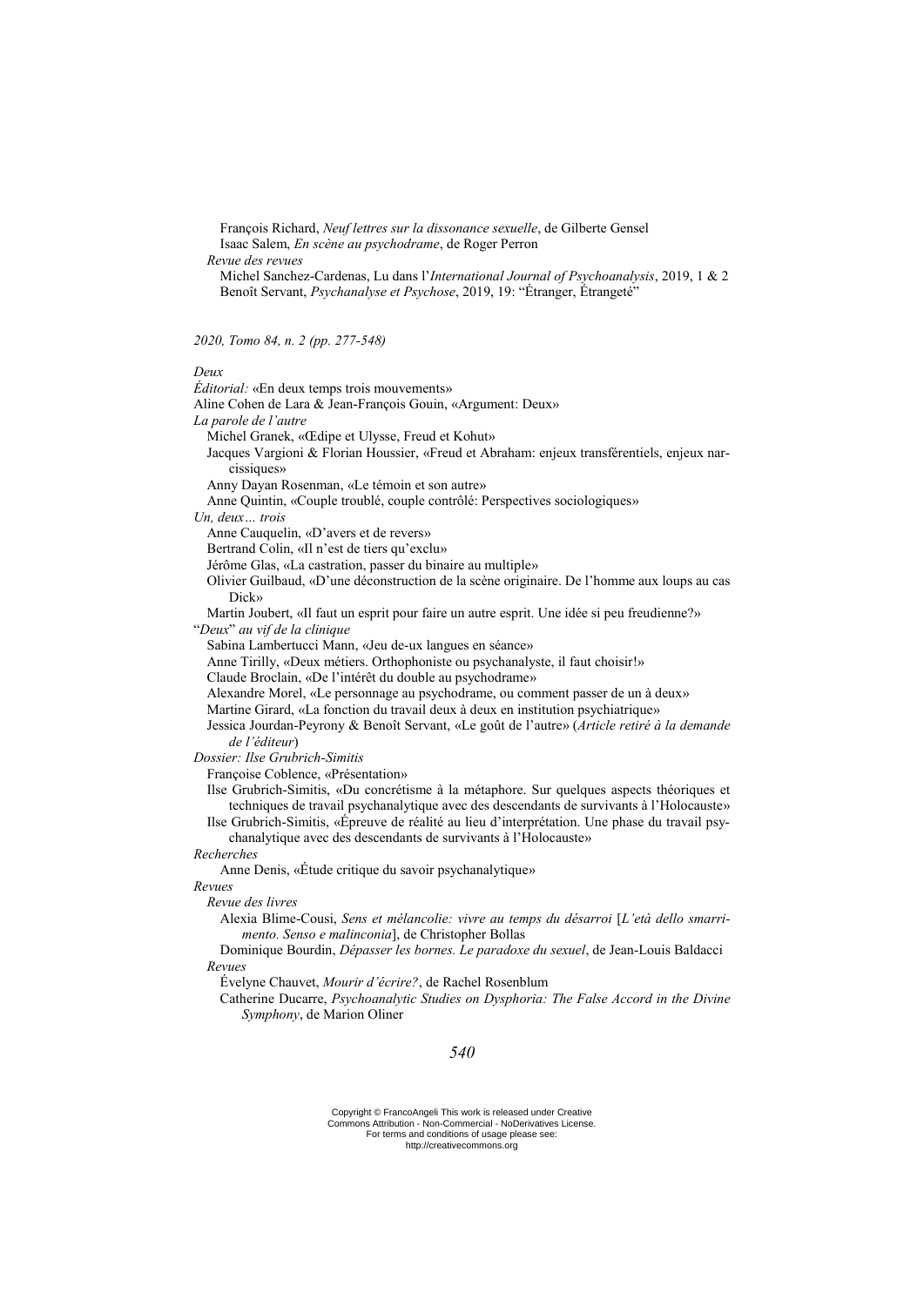François Richard, *Neuf lettres sur la dissonance sexuelle*, de Gilberte Gensel
Isaac Salem, *En scène au psychodrame*, de Roger Perron

*Revue des revues*

Michel Sanchez-Cardenas, Lu dans l'*International Journal of Psychoanalysis*, 2019, 1 & 2
Benoît Servant, *Psychanalyse et Psychose*, 2019, 19: "Étranger, Étrangeté"

*2020, Tomo 84, n. 2 (pp. 277-548)*

*Deux*

*Éditorial:* «En deux temps trois mouvements»
Aline Cohen de Lara & Jean-François Gouin, «Argument: Deux»

*La parole de l'autre*

Michel Granek, «Œdipe et Ulysse, Freud et Kohut»
Jacques Vargioni & Florian Houssier, «Freud et Abraham: enjeux transférentiels, enjeux narcissiques»
Anny Dayan Rosenman, «Le témoin et son autre»
Anne Quintin, «Couple troublé, couple contrôlé: Perspectives sociologiques»

*Un, deux… trois*

Anne Cauquelin, «D'avers et de revers»
Bertrand Colin, «Il n'est de tiers qu'exclu»
Jérôme Glas, «La castration, passer du binaire au multiple»
Olivier Guilbaud, «D'une déconstruction de la scène originaire. De l'homme aux loups au cas Dick»
Martin Joubert, «Il faut un esprit pour faire un autre esprit. Une idée si peu freudienne?»

"*Deux*" *au vif de la clinique*

Sabina Lambertucci Mann, «Jeu de-ux langues en séance»
Anne Tirilly, «Deux métiers. Orthophoniste ou psychanalyste, il faut choisir!»
Claude Broclain, «De l'intérêt du double au psychodrame»
Alexandre Morel, «Le personnage au psychodrame, ou comment passer de un à deux»
Martine Girard, «La fonction du travail deux à deux en institution psychiatrique»
Jessica Jourdan-Peyrony & Benoît Servant, «Le goût de l'autre» (*Article retiré à la demande de l'éditeur*)

*Dossier: Ilse Grubrich-Simitis*

Françoise Coblence, «Présentation»
Ilse Grubrich-Simitis, «Du concrétisme à la métaphore. Sur quelques aspects théoriques et techniques de travail psychanalytique avec des descendants de survivants à l'Holocauste»
Ilse Grubrich-Simitis, «Épreuve de réalité au lieu d'interprétation. Une phase du travail psychanalytique avec des descendants de survivants à l'Holocauste»

*Recherches*

Anne Denis, «Étude critique du savoir psychanalytique»

*Revues*

*Revue des livres*

Alexia Blime-Cousi, *Sens et mélancolie: vivre au temps du désarroi* [*L'età dello smarrimento. Senso e malinconia*], de Christopher Bollas
Dominique Bourdin, *Dépasser les bornes. Le paradoxe du sexuel*, de Jean-Louis Baldacci

*Revues*

Évelyne Chauvet, *Mourir d'écrire?*, de Rachel Rosenblum
Catherine Ducarre, *Psychoanalytic Studies on Dysphoria: The False Accord in the Divine Symphony*, de Marion Oliner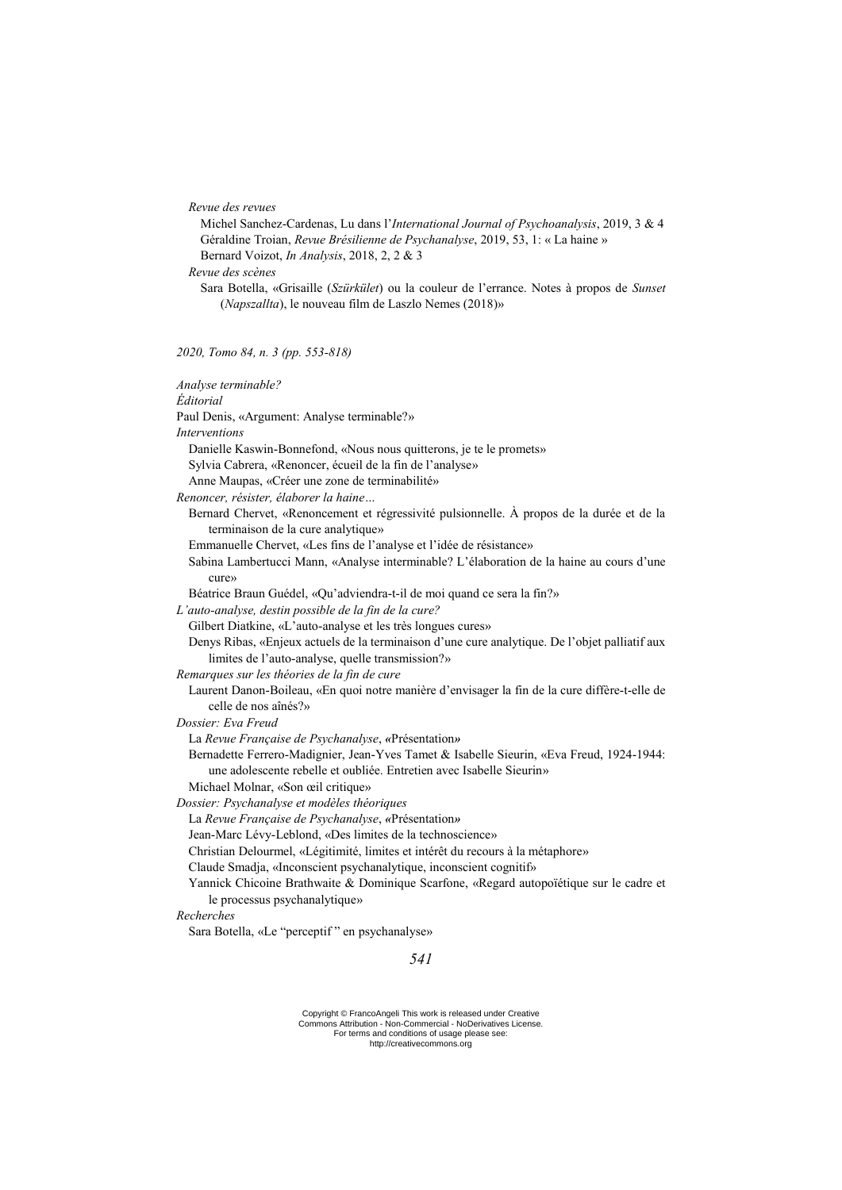*Revue des revues*

Michel Sanchez-Cardenas, Lu dans l'*International Journal of Psychoanalysis*, 2019, 3 & 4

Géraldine Troian, *Revue Brésilienne de Psychanalyse*, 2019, 53, 1: « La haine »

Bernard Voizot, *In Analysis*, 2018, 2, 2 & 3

*Revue des scènes*

Sara Botella, «Grisaille (*Szürkület*) ou la couleur de l'errance. Notes à propos de *Sunset* (*Napszallta*), le nouveau film de Laszlo Nemes (2018)»

*2020, Tomo 84, n. 3 (pp. 553-818)*

*Analyse terminable?*

*Éditorial*

Paul Denis, «Argument: Analyse terminable?»

*Interventions*

Danielle Kaswin-Bonnefond, «Nous nous quitterons, je te le promets»

Sylvia Cabrera, «Renoncer, écueil de la fin de l'analyse»

Anne Maupas, «Créer une zone de terminabilité»

*Renoncer, résister, élaborer la haine…*

Bernard Chervet, «Renoncement et régressivité pulsionnelle. À propos de la durée et de la terminaison de la cure analytique»

Emmanuelle Chervet, «Les fins de l'analyse et l'idée de résistance»

Sabina Lambertucci Mann, «Analyse interminable? L'élaboration de la haine au cours d'une cure»

Béatrice Braun Guédel, «Qu'adviendra-t-il de moi quand ce sera la fin?»

*L'auto-analyse, destin possible de la fin de la cure?*

Gilbert Diatkine, «L'auto-analyse et les très longues cures»

Denys Ribas, «Enjeux actuels de la terminaison d'une cure analytique. De l'objet palliatif aux limites de l'auto-analyse, quelle transmission?»

*Remarques sur les théories de la fin de cure*

Laurent Danon-Boileau, «En quoi notre manière d'envisager la fin de la cure diffère-t-elle de celle de nos aînés?»

*Dossier: Eva Freud*

La *Revue Française de Psychanalyse*, «Présentation»

Bernadette Ferrero-Madignier, Jean-Yves Tamet & Isabelle Sieurin, «Eva Freud, 1924-1944: une adolescente rebelle et oubliée. Entretien avec Isabelle Sieurin»

Michael Molnar, «Son œil critique»

*Dossier: Psychanalyse et modèles théoriques*

La *Revue Française de Psychanalyse*, «Présentation»

Jean-Marc Lévy-Leblond, «Des limites de la technoscience»

Christian Delourmel, «Légitimité, limites et intérêt du recours à la métaphore»

Claude Smadja, «Inconscient psychanalytique, inconscient cognitif»

Yannick Chicoine Brathwaite & Dominique Scarfone, «Regard autopoïétique sur le cadre et le processus psychanalytique»

*Recherches*

Sara Botella, «Le "perceptif" en psychanalyse»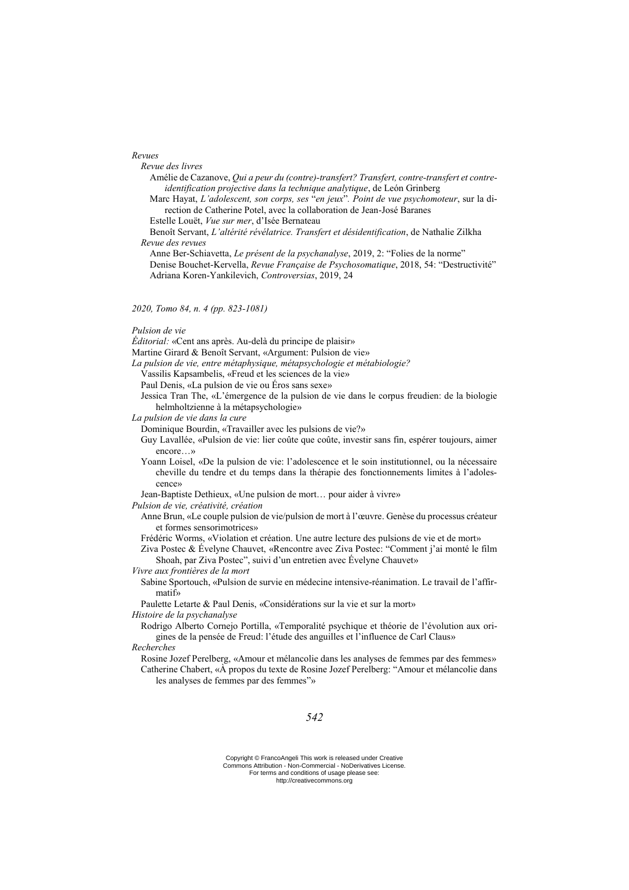*Revues*

*Revue des livres*

Amélie de Cazanove, *Qui a peur du (contre)-transfert? Transfert, contre-transfert et contre-identification projective dans la technique analytique*, de León Grinberg

Marc Hayat, *L'adolescent, son corps, ses "en jeux". Point de vue psychomoteur*, sur la direction de Catherine Potel, avec la collaboration de Jean-José Baranes

Estelle Louët, *Vue sur mer*, d'Isée Bernateau

Benoît Servant, *L'altérité révélatrice. Transfert et désidentification*, de Nathalie Zilkha

*Revue des revues*

Anne Ber-Schiavetta, *Le présent de la psychanalyse*, 2019, 2: "Folies de la norme"

Denise Bouchet-Kervella, *Revue Française de Psychosomatique*, 2018, 54: "Destructivité"

Adriana Koren-Yankilevich, *Controversias*, 2019, 24

*2020, Tomo 84, n. 4 (pp. 823-1081)*

*Pulsion de vie*

*Éditorial:* «Cent ans après. Au-delà du principe de plaisir»

Martine Girard & Benoît Servant, «Argument: Pulsion de vie»

*La pulsion de vie, entre métaphysique, métapsychologie et métabiologie?*

Vassilis Kapsambelis, «Freud et les sciences de la vie»

Paul Denis, «La pulsion de vie ou Éros sans sexe»

Jessica Tran The, «L'émergence de la pulsion de vie dans le corpus freudien: de la biologie helmholtzienne à la métapsychologie»

*La pulsion de vie dans la cure*

Dominique Bourdin, «Travailler avec les pulsions de vie?»

Guy Lavallée, «Pulsion de vie: lier coûte que coûte, investir sans fin, espérer toujours, aimer encore…»

Yoann Loisel, «De la pulsion de vie: l'adolescence et le soin institutionnel, ou la nécessaire cheville du tendre et du temps dans la thérapie des fonctionnements limites à l'adolescence»

Jean-Baptiste Dethieux, «Une pulsion de mort… pour aider à vivre»

*Pulsion de vie, créativité, création*

Anne Brun, «Le couple pulsion de vie/pulsion de mort à l'œuvre. Genèse du processus créateur et formes sensorimotrices»

Frédéric Worms, «Violation et création. Une autre lecture des pulsions de vie et de mort»

Ziva Postec & Évelyne Chauvet, «Rencontre avec Ziva Postec: "Comment j'ai monté le film Shoah, par Ziva Postec", suivi d'un entretien avec Évelyne Chauvet»

*Vivre aux frontières de la mort*

Sabine Sportouch, «Pulsion de survie en médecine intensive-réanimation. Le travail de l'affirmatif»

Paulette Letarte & Paul Denis, «Considérations sur la vie et sur la mort»

*Histoire de la psychanalyse*

Rodrigo Alberto Cornejo Portilla, «Temporalité psychique et théorie de l'évolution aux origines de la pensée de Freud: l'étude des anguilles et l'influence de Carl Claus»

*Recherches*

Rosine Jozef Perelberg, «Amour et mélancolie dans les analyses de femmes par des femmes»

Catherine Chabert, «À propos du texte de Rosine Jozef Perelberg: "Amour et mélancolie dans les analyses de femmes par des femmes"»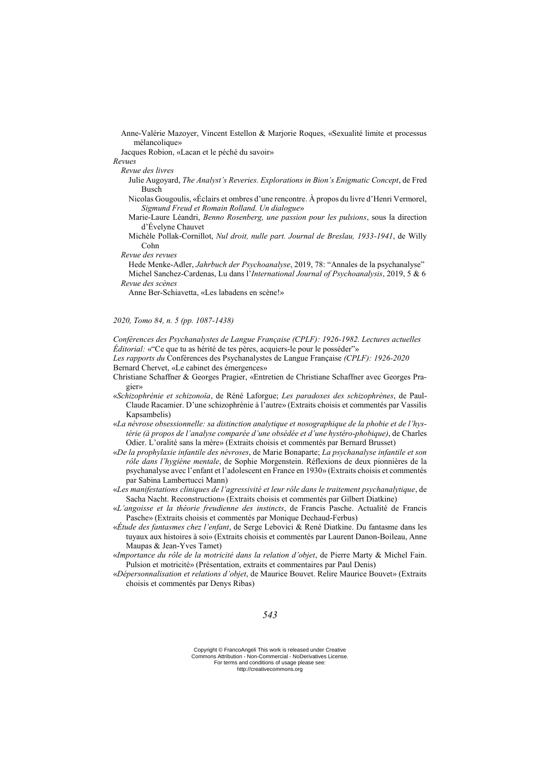Anne-Valérie Mazoyer, Vincent Estellon & Marjorie Roques, «Sexualité limite et processus mélancolique»

Jacques Robion, «Lacan et le péché du savoir»

*Revues*

*Revue des livres*

Julie Augoyard, *The Analyst's Reveries. Explorations in Bion's Enigmatic Concept*, de Fred Busch

Nicolas Gougoulis, «Éclairs et ombres d'une rencontre. À propos du livre d'Henri Vermorel, *Sigmund Freud et Romain Rolland. Un dialogue*»

Marie-Laure Léandri, *Benno Rosenberg, une passion pour les pulsions*, sous la direction d'Évelyne Chauvet

Michèle Pollak-Cornillot, *Nul droit, nulle part. Journal de Breslau, 1933-1941*, de Willy Cohn

*Revue des revues*

Hede Menke-Adler, *Jahrbuch der Psychoanalyse*, 2019, 78: "Annales de la psychanalyse"

Michel Sanchez-Cardenas, Lu dans l'*International Journal of Psychoanalysis*, 2019, 5 & 6

*Revue des scènes*

Anne Ber-Schiavetta, «Les labadens en scène!»

*2020, Tomo 84, n. 5 (pp. 1087-1438)*

*Conférences des Psychanalystes de Langue Française (CPLF): 1926-1982. Lectures actuelles*

*Éditorial:* «"Ce que tu as hérité de tes pères, acquiers-le pour le posséder"»

*Les rapports du* Conférences des Psychanalystes de Langue Française *(CPLF): 1926-2020*

Bernard Chervet, «Le cabinet des émergences»

Christiane Schaffner & Georges Pragier, «Entretien de Christiane Schaffner avec Georges Pragier»

«*Schizophrénie et schizonoïa*, de Réné Laforgue; *Les paradoxes des schizophrènes*, de Paul-Claude Racamier. D'une schizophrénie à l'autre» (Extraits choisis et commentés par Vassilis Kapsambelis)

«*La névrose obsessionnelle: sa distinction analytique et nosographique de la phobie et de l'hystérie (à propos de l'analyse comparée d'une obsédée et d'une hystéro-phobique)*, de Charles Odier. L'oralité sans la mère» (Extraits choisis et commentés par Bernard Brusset)

«*De la prophylaxie infantile des névroses*, de Marie Bonaparte; *La psychanalyse infantile et son rôle dans l'hygiène mentale*, de Sophie Morgenstein. Réflexions de deux pionnières de la psychanalyse avec l'enfant et l'adolescent en France en 1930» (Extraits choisis et commentés par Sabina Lambertucci Mann)

«*Les manifestations cliniques de l'agressivité et leur rôle dans le traitement psychanalytique*, de Sacha Nacht. Reconstruction» (Extraits choisis et commentés par Gilbert Diatkine)

«*L'angoisse et la théorie freudienne des instincts*, de Francis Pasche. Actualité de Francis Pasche» (Extraits choisis et commentés par Monique Dechaud-Ferbus)

«*Étude des fantasmes chez l'enfant*, de Serge Lebovici & René Diatkine. Du fantasme dans les tuyaux aux histoires à soi» (Extraits choisis et commentés par Laurent Danon-Boileau, Anne Maupas & Jean-Yves Tamet)

«*Importance du rôle de la motricité dans la relation d'objet*, de Pierre Marty & Michel Fain. Pulsion et motricité» (Présentation, extraits et commentaires par Paul Denis)

«*Dépersonnalisation et relations d'objet*, de Maurice Bouvet. Relire Maurice Bouvet» (Extraits choisis et commentés par Denys Ribas)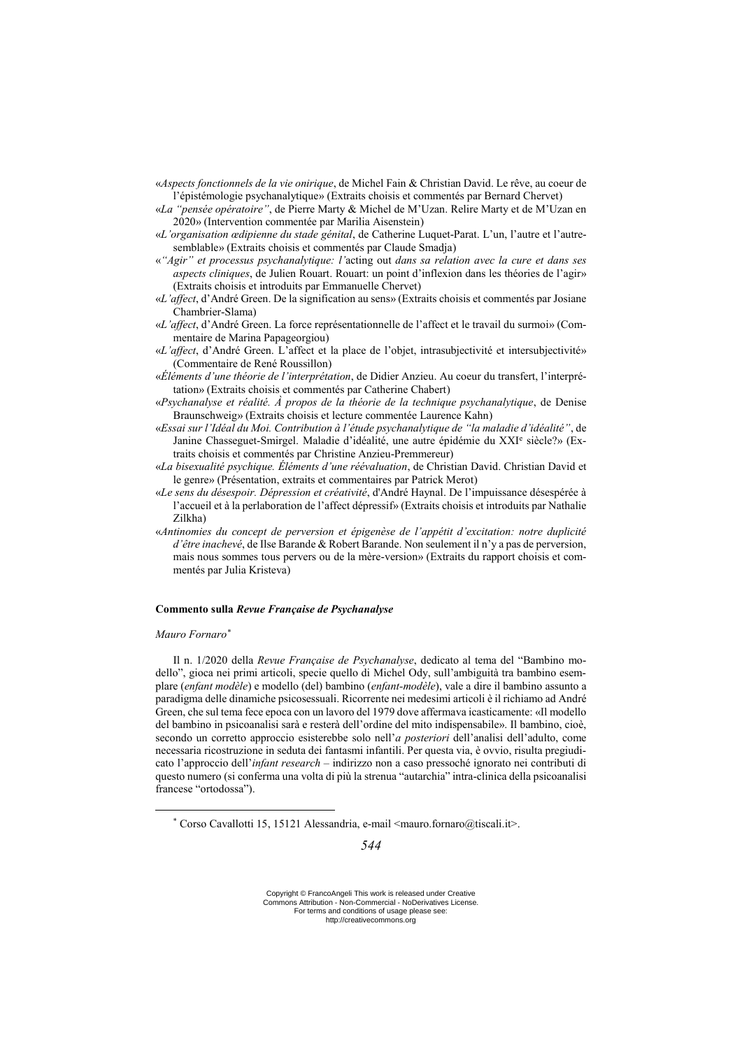«*Aspects fonctionnels de la vie onirique*, de Michel Fain & Christian David. Le rêve, au coeur de l'épistémologie psychanalytique» (Extraits choisis et commentés par Bernard Chervet)

«*La "pensée opératoire"*, de Pierre Marty & Michel de M'Uzan. Relire Marty et de M'Uzan en 2020» (Intervention commentée par Marilia Aisenstein)

«*L'organisation œdipienne du stade génital*, de Catherine Luquet-Parat. L'un, l'autre et l'autre-semblable» (Extraits choisis et commentés par Claude Smadja)

«*"Agir" et processus psychanalytique: l'*acting out *dans sa relation avec la cure et dans ses aspects cliniques*, de Julien Rouart. Rouart: un point d'inflexion dans les théories de l'agir» (Extraits choisis et introduits par Emmanuelle Chervet)

«*L'affect*, d'André Green. De la signification au sens» (Extraits choisis et commentés par Josiane Chambrier-Slama)

«*L'affect*, d'André Green. La force représentationnelle de l'affect et le travail du surmoi» (Commentaire de Marina Papageorgiou)

«*L'affect*, d'André Green. L'affect et la place de l'objet, intrasubjectivité et intersubjectivité» (Commentaire de René Roussillon)

«*Éléments d'une théorie de l'interprétation*, de Didier Anzieu. Au coeur du transfert, l'interprétation» (Extraits choisis et commentés par Catherine Chabert)

«*Psychanalyse et réalité. À propos de la théorie de la technique psychanalytique*, de Denise Braunschweig» (Extraits choisis et lecture commentée Laurence Kahn)

«*Essai sur l'Idéal du Moi. Contribution à l'étude psychanalytique de "la maladie d'idéalité"*, de Janine Chasseguet-Smirgel. Maladie d'idéalité, une autre épidémie du XXI[e] siècle?» (Extraits choisis et commentés par Christine Anzieu-Premmereur)

«*La bisexualité psychique. Éléments d'une réévaluation*, de Christian David. Christian David et le genre» (Présentation, extraits et commentaires par Patrick Merot)

«*Le sens du désespoir. Dépression et créativité*, d'André Haynal. De l'impuissance désespérée à l'accueil et à la perlaboration de l'affect dépressif» (Extraits choisis et introduits par Nathalie Zilkha)

«*Antinomies du concept de perversion et épigenèse de l'appétit d'excitation: notre duplicité d'être inachevé*, de Ilse Barande & Robert Barande. Non seulement il n'y a pas de perversion, mais nous sommes tous pervers ou de la mère-version» (Extraits du rapport choisis et commentés par Julia Kristeva)

### Commento sulla *Revue Française de Psychanalyse*

*Mauro Fornaro*[*]

Il n. 1/2020 della *Revue Française de Psychanalyse*, dedicato al tema del "Bambino modello", gioca nei primi articoli, specie quello di Michel Ody, sull'ambiguità tra bambino esemplare (*enfant modèle*) e modello (del) bambino (*enfant-modèle*), vale a dire il bambino assunto a paradigma delle dinamiche psicosessuali. Ricorrente nei medesimi articoli è il richiamo ad André Green, che sul tema fece epoca con un lavoro del 1979 dove affermava icasticamente: «Il modello del bambino in psicoanalisi sarà e resterà dell'ordine del mito indispensabile». Il bambino, cioè, secondo un corretto approccio esisterebbe solo nell'*a posteriori* dell'analisi dell'adulto, come necessaria ricostruzione in seduta dei fantasmi infantili. Per questa via, è ovvio, risulta pregiudicato l'approccio dell'*infant research* – indirizzo non a caso pressoché ignorato nei contributi di questo numero (si conferma una volta di più la strenua "autarchia" intra-clinica della psicoanalisi francese "ortodossa").

[*] Corso Cavallotti 15, 15121 Alessandria, e-mail <mauro.fornaro@tiscali.it>.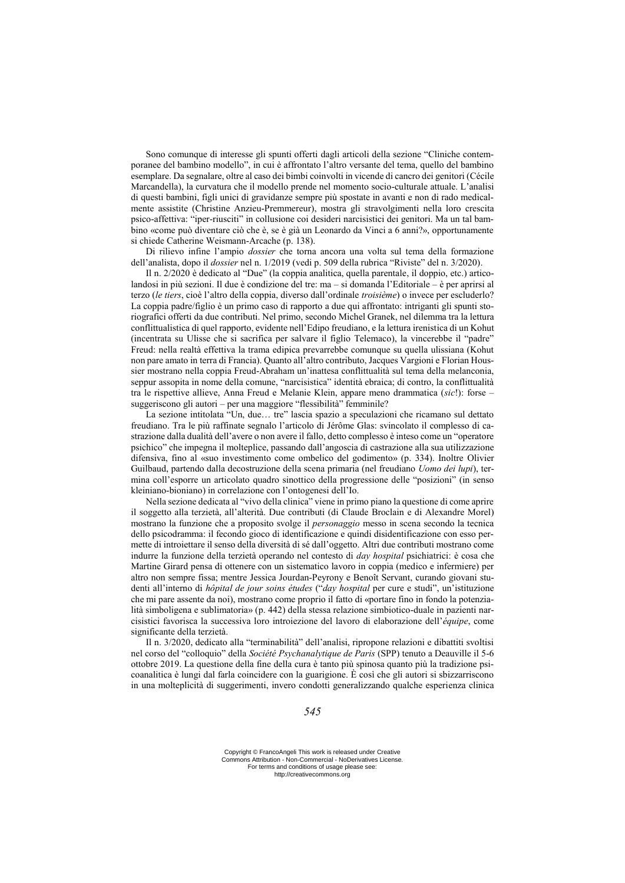Sono comunque di interesse gli spunti offerti dagli articoli della sezione "Cliniche contemporanee del bambino modello", in cui è affrontato l'altro versante del tema, quello del bambino esemplare. Da segnalare, oltre al caso dei bimbi coinvolti in vicende di cancro dei genitori (Cécile Marcandella), la curvatura che il modello prende nel momento socio-culturale attuale. L'analisi di questi bambini, figli unici di gravidanze sempre più spostate in avanti e non di rado medicalmente assistite (Christine Anzieu-Premmereur), mostra gli stravolgimenti nella loro crescita psico-affettiva: "iper-riusciti" in collusione coi desideri narcisistici dei genitori. Ma un tal bambino «come può diventare ciò che è, se è già un Leonardo da Vinci a 6 anni?», opportunamente si chiede Catherine Weismann-Arcache (p. 138).

Di rilievo infine l'ampio *dossier* che torna ancora una volta sul tema della formazione dell'analista, dopo il *dossier* nel n. 1/2019 (vedi p. 509 della rubrica "Riviste" del n. 3/2020).

Il n. 2/2020 è dedicato al "Due" (la coppia analitica, quella parentale, il doppio, etc.) articolandosi in più sezioni. Il due è condizione del tre: ma – si domanda l'Editoriale – è per aprirsi al terzo (*le tiers*, cioè l'altro della coppia, diverso dall'ordinale *troisième*) o invece per escluderlo? La coppia padre/figlio è un primo caso di rapporto a due qui affrontato: intriganti gli spunti storiografici offerti da due contributi. Nel primo, secondo Michel Granek, nel dilemma tra la lettura conflittualistica di quel rapporto, evidente nell'Edipo freudiano, e la lettura irenistica di un Kohut (incentrata su Ulisse che si sacrifica per salvare il figlio Telemaco), la vincerebbe il "padre" Freud: nella realtà effettiva la trama edipica prevarrebbe comunque su quella ulissiana (Kohut non pare amato in terra di Francia). Quanto all'altro contributo, Jacques Vargioni e Florian Houssier mostrano nella coppia Freud-Abraham un'inattesa conflittualità sul tema della melanconia, seppur assopita in nome della comune, "narcisistica" identità ebraica; di contro, la conflittualità tra le rispettive allieve, Anna Freud e Melanie Klein, appare meno drammatica (*sic*!): forse – suggeriscono gli autori – per una maggiore "flessibilità" femminile?

La sezione intitolata "Un, due… tre" lascia spazio a speculazioni che ricamano sul dettato freudiano. Tra le più raffinate segnalo l'articolo di Jérôme Glas: svincolato il complesso di castrazione dalla dualità dell'avere o non avere il fallo, detto complesso è inteso come un "operatore psichico" che impegna il molteplice, passando dall'angoscia di castrazione alla sua utilizzazione difensiva, fino al «suo investimento come ombelico del godimento» (p. 334). Inoltre Olivier Guilbaud, partendo dalla decostruzione della scena primaria (nel freudiano *Uomo dei lupi*), termina coll'esporre un articolato quadro sinottico della progressione delle "posizioni" (in senso kleiniano-bioniano) in correlazione con l'ontogenesi dell'Io.

Nella sezione dedicata al "vivo della clinica" viene in primo piano la questione di come aprire il soggetto alla terzietà, all'alterità. Due contributi (di Claude Broclain e di Alexandre Morel) mostrano la funzione che a proposito svolge il *personaggio* messo in scena secondo la tecnica dello psicodramma: il fecondo gioco di identificazione e quindi disidentificazione con esso permette di introiettare il senso della diversità di sé dall'oggetto. Altri due contributi mostrano come indurre la funzione della terzietà operando nel contesto di *day hospital* psichiatrici: è cosa che Martine Girard pensa di ottenere con un sistematico lavoro in coppia (medico e infermiere) per altro non sempre fissa; mentre Jessica Jourdan-Peyrony e Benoît Servant, curando giovani studenti all'interno di *hôpital de jour soins études* ("*day hospital* per cure e studi", un'istituzione che mi pare assente da noi), mostrano come proprio il fatto di «portare fino in fondo la potenzialità simboligena e sublimatoria» (p. 442) della stessa relazione simbiotico-duale in pazienti narcisistici favorisca la successiva loro introiezione del lavoro di elaborazione dell'*équipe*, come significante della terzietà.

Il n. 3/2020, dedicato alla "terminabilità" dell'analisi, ripropone relazioni e dibattiti svoltisi nel corso del "colloquio" della *Société Psychanalytique de Paris* (SPP) tenuto a Deauville il 5-6 ottobre 2019. La questione della fine della cura è tanto più spinosa quanto più la tradizione psicoanalitica è lungi dal farla coincidere con la guarigione. È così che gli autori si sbizzarriscono in una molteplicità di suggerimenti, invero condotti generalizzando qualche esperienza clinica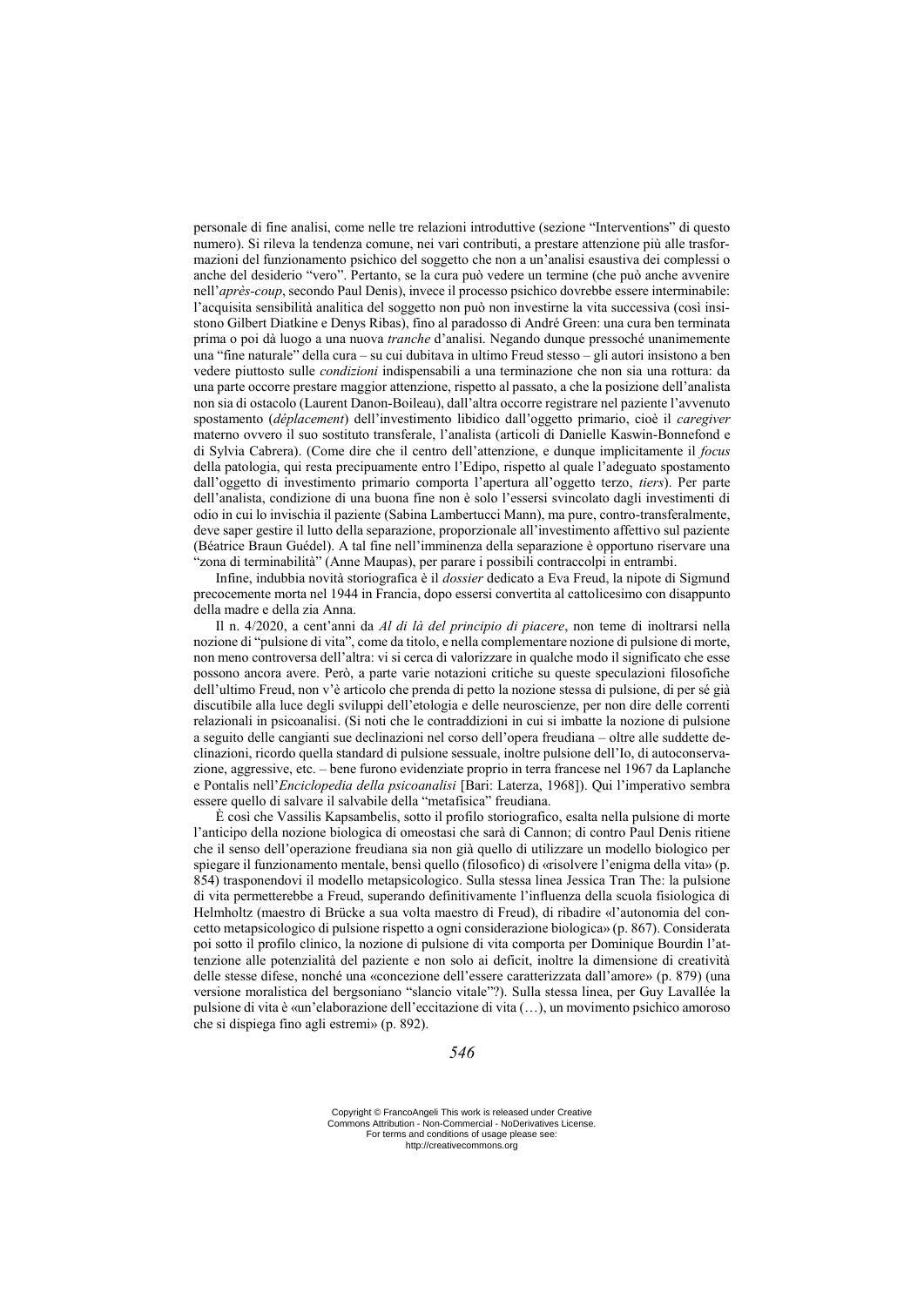personale di fine analisi, come nelle tre relazioni introduttive (sezione "Interventions" di questo numero). Si rileva la tendenza comune, nei vari contributi, a prestare attenzione più alle trasformazioni del funzionamento psichico del soggetto che non a un'analisi esaustiva dei complessi o anche del desiderio "vero". Pertanto, se la cura può vedere un termine (che può anche avvenire nell'*après-coup*, secondo Paul Denis), invece il processo psichico dovrebbe essere interminabile: l'acquisita sensibilità analitica del soggetto non può non investirne la vita successiva (così insistono Gilbert Diatkine e Denys Ribas), fino al paradosso di André Green: una cura ben terminata prima o poi dà luogo a una nuova *tranche* d'analisi. Negando dunque pressoché unanimemente una "fine naturale" della cura – su cui dubitava in ultimo Freud stesso – gli autori insistono a ben vedere piuttosto sulle *condizioni* indispensabili a una terminazione che non sia una rottura: da una parte occorre prestare maggior attenzione, rispetto al passato, a che la posizione dell'analista non sia di ostacolo (Laurent Danon-Boileau), dall'altra occorre registrare nel paziente l'avvenuto spostamento (*déplacement*) dell'investimento libidico dall'oggetto primario, cioè il *caregiver* materno ovvero il suo sostituto transferale, l'analista (articoli di Danielle Kaswin-Bonnefond e di Sylvia Cabrera). (Come dire che il centro dell'attenzione, e dunque implicitamente il *focus* della patologia, qui resta precipuamente entro l'Edipo, rispetto al quale l'adeguato spostamento dall'oggetto di investimento primario comporta l'apertura all'oggetto terzo, *tiers*). Per parte dell'analista, condizione di una buona fine non è solo l'essersi svincolato dagli investimenti di odio in cui lo invischia il paziente (Sabina Lambertucci Mann), ma pure, contro-transferalmente, deve saper gestire il lutto della separazione, proporzionale all'investimento affettivo sul paziente (Béatrice Braun Guédel). A tal fine nell'imminenza della separazione è opportuno riservare una "zona di terminabilità" (Anne Maupas), per parare i possibili contraccolpi in entrambi.

Infine, indubbia novità storiografica è il *dossier* dedicato a Eva Freud, la nipote di Sigmund precocemente morta nel 1944 in Francia, dopo essersi convertita al cattolicesimo con disappunto della madre e della zia Anna.

Il n. 4/2020, a cent'anni da *Al di là del principio di piacere*, non teme di inoltrarsi nella nozione di "pulsione di vita", come da titolo, e nella complementare nozione di pulsione di morte, non meno controversa dell'altra: vi si cerca di valorizzare in qualche modo il significato che esse possono ancora avere. Però, a parte varie notazioni critiche su queste speculazioni filosofiche dell'ultimo Freud, non v'è articolo che prenda di petto la nozione stessa di pulsione, di per sé già discutibile alla luce degli sviluppi dell'etologia e delle neuroscienze, per non dire delle correnti relazionali in psicoanalisi. (Si noti che le contraddizioni in cui si imbatte la nozione di pulsione a seguito delle cangianti sue declinazioni nel corso dell'opera freudiana – oltre alle suddette declinazioni, ricordo quella standard di pulsione sessuale, inoltre pulsione dell'Io, di autoconservazione, aggressive, etc. – bene furono evidenziate proprio in terra francese nel 1967 da Laplanche e Pontalis nell'*Enciclopedia della psicoanalisi* [Bari: Laterza, 1968]). Qui l'imperativo sembra essere quello di salvare il salvabile della "metafisica" freudiana.

È così che Vassilis Kapsambelis, sotto il profilo storiografico, esalta nella pulsione di morte l'anticipo della nozione biologica di omeostasi che sarà di Cannon; di contro Paul Denis ritiene che il senso dell'operazione freudiana sia non già quello di utilizzare un modello biologico per spiegare il funzionamento mentale, bensì quello (filosofico) di «risolvere l'enigma della vita» (p. 854) trasponendovi il modello metapsicologico. Sulla stessa linea Jessica Tran The: la pulsione di vita permetterebbe a Freud, superando definitivamente l'influenza della scuola fisiologica di Helmholtz (maestro di Brücke a sua volta maestro di Freud), di ribadire «l'autonomia del concetto metapsicologico di pulsione rispetto a ogni considerazione biologica» (p. 867). Considerata poi sotto il profilo clinico, la nozione di pulsione di vita comporta per Dominique Bourdin l'attenzione alle potenzialità del paziente e non solo ai deficit, inoltre la dimensione di creatività delle stesse difese, nonché una «concezione dell'essere caratterizzata dall'amore» (p. 879) (una versione moralistica del bergsoniano "slancio vitale"?). Sulla stessa linea, per Guy Lavallée la pulsione di vita è «un'elaborazione dell'eccitazione di vita (…), un movimento psichico amoroso che si dispiega fino agli estremi» (p. 892).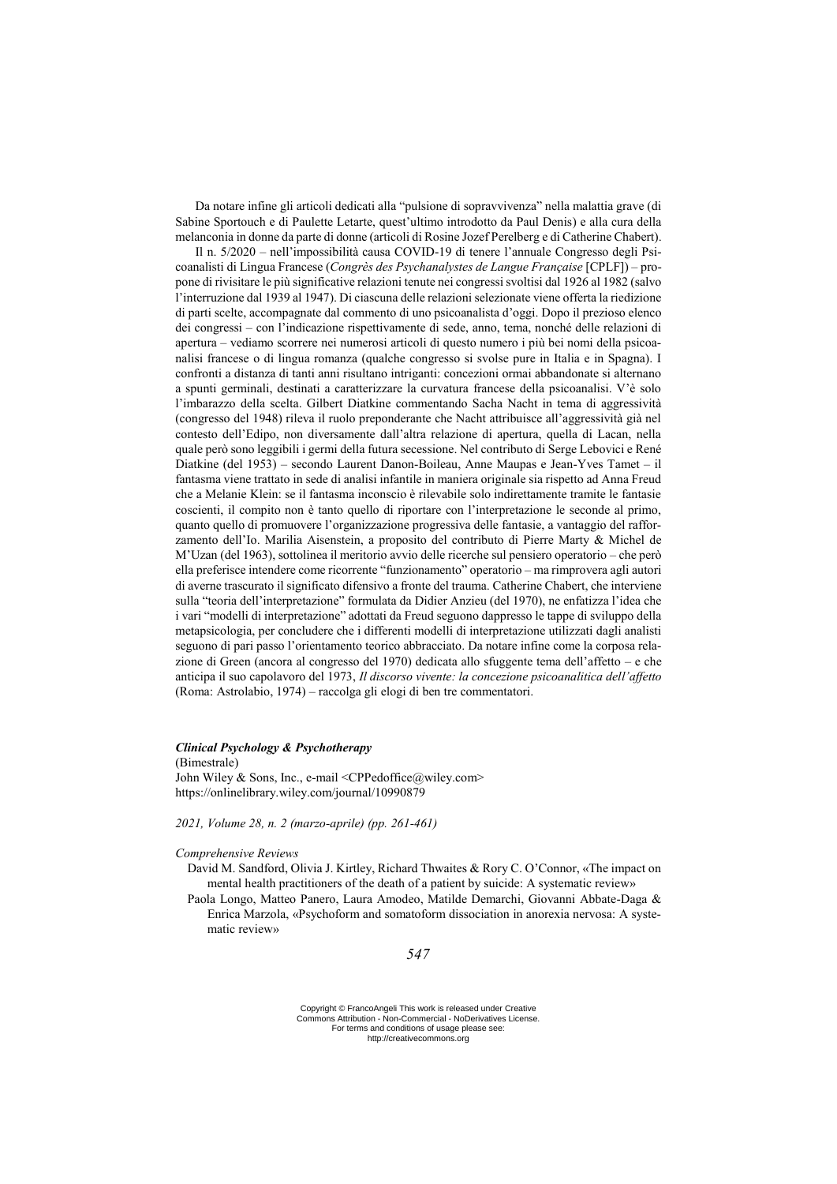Da notare infine gli articoli dedicati alla "pulsione di sopravvivenza" nella malattia grave (di Sabine Sportouch e di Paulette Letarte, quest'ultimo introdotto da Paul Denis) e alla cura della melanconia in donne da parte di donne (articoli di Rosine Jozef Perelberg e di Catherine Chabert).

Il n. 5/2020 – nell'impossibilità causa COVID-19 di tenere l'annuale Congresso degli Psicoanalisti di Lingua Francese (*Congrès des Psychanalystes de Langue Française* [CPLF]) – propone di rivisitare le più significative relazioni tenute nei congressi svoltisi dal 1926 al 1982 (salvo l'interruzione dal 1939 al 1947). Di ciascuna delle relazioni selezionate viene offerta la riedizione di parti scelte, accompagnate dal commento di uno psicoanalista d'oggi. Dopo il prezioso elenco dei congressi – con l'indicazione rispettivamente di sede, anno, tema, nonché delle relazioni di apertura – vediamo scorrere nei numerosi articoli di questo numero i più bei nomi della psicoanalisi francese o di lingua romanza (qualche congresso si svolse pure in Italia e in Spagna). I confronti a distanza di tanti anni risultano intriganti: concezioni ormai abbandonate si alternano a spunti germinali, destinati a caratterizzare la curvatura francese della psicoanalisi. V'è solo l'imbarazzo della scelta. Gilbert Diatkine commentando Sacha Nacht in tema di aggressività (congresso del 1948) rileva il ruolo preponderante che Nacht attribuisce all'aggressività già nel contesto dell'Edipo, non diversamente dall'altra relazione di apertura, quella di Lacan, nella quale però sono leggibili i germi della futura secessione. Nel contributo di Serge Lebovici e René Diatkine (del 1953) – secondo Laurent Danon-Boileau, Anne Maupas e Jean-Yves Tamet – il fantasma viene trattato in sede di analisi infantile in maniera originale sia rispetto ad Anna Freud che a Melanie Klein: se il fantasma inconscio è rilevabile solo indirettamente tramite le fantasie coscienti, il compito non è tanto quello di riportare con l'interpretazione le seconde al primo, quanto quello di promuovere l'organizzazione progressiva delle fantasie, a vantaggio del rafforzamento dell'Io. Marilia Aisenstein, a proposito del contributo di Pierre Marty & Michel de M'Uzan (del 1963), sottolinea il meritorio avvio delle ricerche sul pensiero operatorio – che però ella preferisce intendere come ricorrente "funzionamento" operatorio – ma rimprovera agli autori di averne trascurato il significato difensivo a fronte del trauma. Catherine Chabert, che interviene sulla "teoria dell'interpretazione" formulata da Didier Anzieu (del 1970), ne enfatizza l'idea che i vari "modelli di interpretazione" adottati da Freud seguono dappresso le tappe di sviluppo della metapsicologia, per concludere che i differenti modelli di interpretazione utilizzati dagli analisti seguono di pari passo l'orientamento teorico abbracciato. Da notare infine come la corposa relazione di Green (ancora al congresso del 1970) dedicata allo sfuggente tema dell'affetto – e che anticipa il suo capolavoro del 1973, *Il discorso vivente: la concezione psicoanalitica dell'affetto* (Roma: Astrolabio, 1974) – raccolga gli elogi di ben tre commentatori.

***Clinical Psychology & Psychotherapy***
(Bimestrale)
John Wiley & Sons, Inc., e-mail <CPPedoffice@wiley.com>
https://onlinelibrary.wiley.com/journal/10990879

*2021, Volume 28, n. 2 (marzo-aprile) (pp. 261-461)*

*Comprehensive Reviews*

- David M. Sandford, Olivia J. Kirtley, Richard Thwaites & Rory C. O'Connor, «The impact on mental health practitioners of the death of a patient by suicide: A systematic review»
- Paola Longo, Matteo Panero, Laura Amodeo, Matilde Demarchi, Giovanni Abbate-Daga & Enrica Marzola, «Psychoform and somatoform dissociation in anorexia nervosa: A systematic review»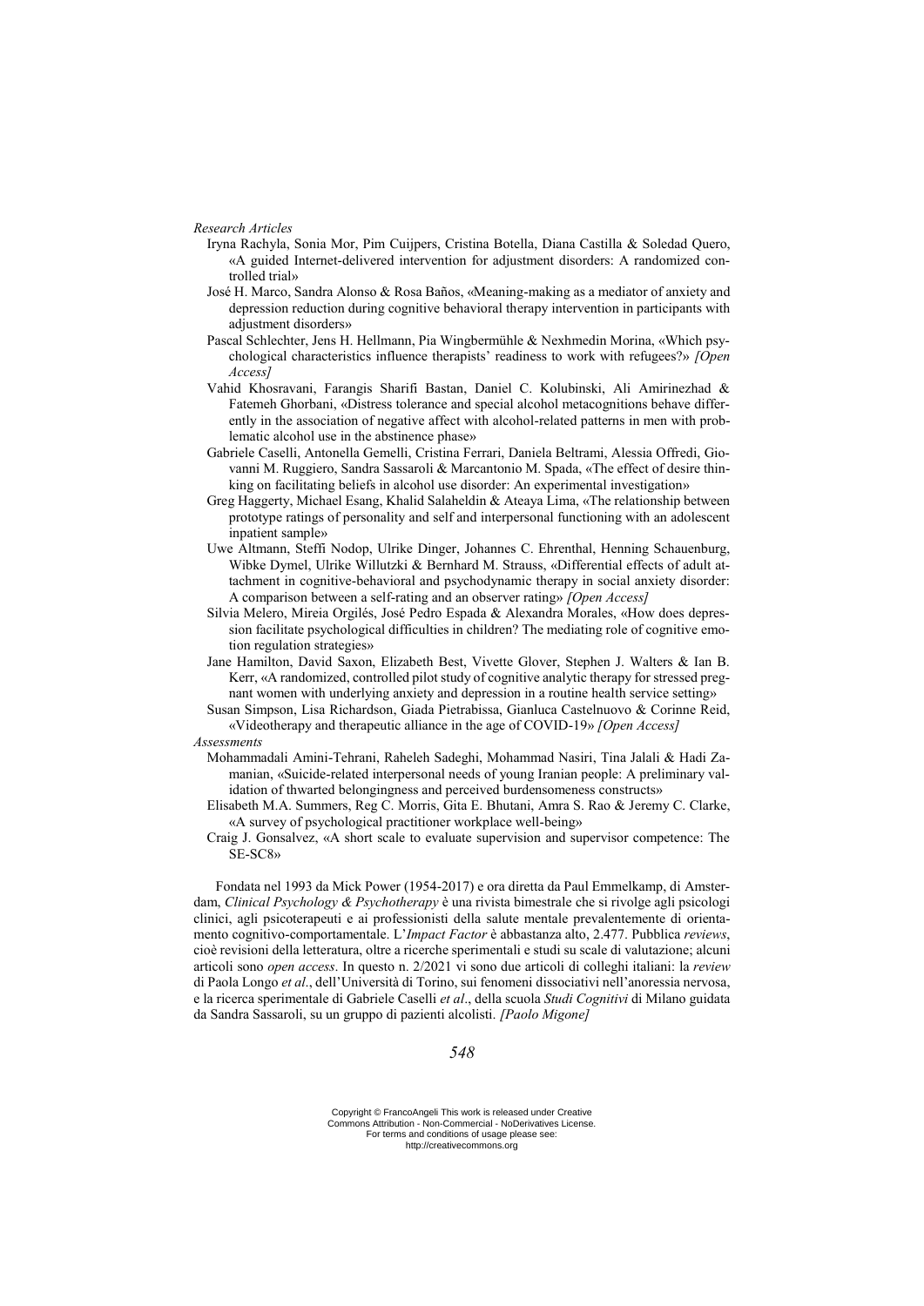*Research Articles*

- Iryna Rachyla, Sonia Mor, Pim Cuijpers, Cristina Botella, Diana Castilla & Soledad Quero, «A guided Internet-delivered intervention for adjustment disorders: A randomized controlled trial»
- José H. Marco, Sandra Alonso & Rosa Baños, «Meaning-making as a mediator of anxiety and depression reduction during cognitive behavioral therapy intervention in participants with adjustment disorders»
- Pascal Schlechter, Jens H. Hellmann, Pia Wingbermühle & Nexhmedin Morina, «Which psychological characteristics influence therapists' readiness to work with refugees?» *[Open Access]*
- Vahid Khosravani, Farangis Sharifi Bastan, Daniel C. Kolubinski, Ali Amirinezhad & Fatemeh Ghorbani, «Distress tolerance and special alcohol metacognitions behave differently in the association of negative affect with alcohol-related patterns in men with problematic alcohol use in the abstinence phase»
- Gabriele Caselli, Antonella Gemelli, Cristina Ferrari, Daniela Beltrami, Alessia Offredi, Giovanni M. Ruggiero, Sandra Sassaroli & Marcantonio M. Spada, «The effect of desire thinking on facilitating beliefs in alcohol use disorder: An experimental investigation»
- Greg Haggerty, Michael Esang, Khalid Salaheldin & Ateaya Lima, «The relationship between prototype ratings of personality and self and interpersonal functioning with an adolescent inpatient sample»
- Uwe Altmann, Steffi Nodop, Ulrike Dinger, Johannes C. Ehrenthal, Henning Schauenburg, Wibke Dymel, Ulrike Willutzki & Bernhard M. Strauss, «Differential effects of adult attachment in cognitive-behavioral and psychodynamic therapy in social anxiety disorder: A comparison between a self-rating and an observer rating» *[Open Access]*
- Silvia Melero, Mireia Orgilés, José Pedro Espada & Alexandra Morales, «How does depression facilitate psychological difficulties in children? The mediating role of cognitive emotion regulation strategies»
- Jane Hamilton, David Saxon, Elizabeth Best, Vivette Glover, Stephen J. Walters & Ian B. Kerr, «A randomized, controlled pilot study of cognitive analytic therapy for stressed pregnant women with underlying anxiety and depression in a routine health service setting»
- Susan Simpson, Lisa Richardson, Giada Pietrabissa, Gianluca Castelnuovo & Corinne Reid, «Videotherapy and therapeutic alliance in the age of COVID-19» *[Open Access]*

*Assessments*

- Mohammadali Amini-Tehrani, Raheleh Sadeghi, Mohammad Nasiri, Tina Jalali & Hadi Zamanian, «Suicide-related interpersonal needs of young Iranian people: A preliminary validation of thwarted belongingness and perceived burdensomeness constructs»
- Elisabeth M.A. Summers, Reg C. Morris, Gita E. Bhutani, Amra S. Rao & Jeremy C. Clarke, «A survey of psychological practitioner workplace well-being»
- Craig J. Gonsalvez, «A short scale to evaluate supervision and supervisor competence: The SE-SC8»

Fondata nel 1993 da Mick Power (1954-2017) e ora diretta da Paul Emmelkamp, di Amsterdam, *Clinical Psychology & Psychotherapy* è una rivista bimestrale che si rivolge agli psicologi clinici, agli psicoterapeuti e ai professionisti della salute mentale prevalentemente di orientamento cognitivo-comportamentale. L'*Impact Factor* è abbastanza alto, 2.477. Pubblica *reviews*, cioè revisioni della letteratura, oltre a ricerche sperimentali e studi su scale di valutazione; alcuni articoli sono *open access*. In questo n. 2/2021 vi sono due articoli di colleghi italiani: la *review* di Paola Longo *et al*., dell'Università di Torino, sui fenomeni dissociativi nell'anoressia nervosa, e la ricerca sperimentale di Gabriele Caselli *et al*., della scuola *Studi Cognitivi* di Milano guidata da Sandra Sassaroli, su un gruppo di pazienti alcolisti. *[Paolo Migone]*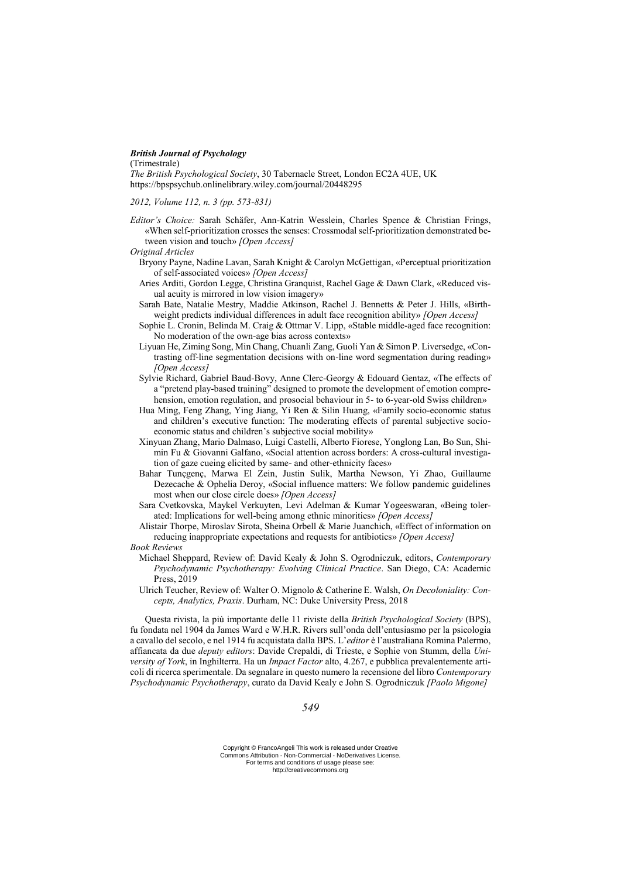***British Journal of Psychology***

(Trimestrale)

*The British Psychological Society*, 30 Tabernacle Street, London EC2A 4UE, UK
https://bpspsychub.onlinelibrary.wiley.com/journal/20448295

*2012, Volume 112, n. 3 (pp. 573-831)*

*Editor's Choice:* Sarah Schäfer, Ann-Katrin Wesslein, Charles Spence & Christian Frings, «When self-prioritization crosses the senses: Crossmodal self-prioritization demonstrated between vision and touch» *[Open Access]*

*Original Articles*

- Bryony Payne, Nadine Lavan, Sarah Knight & Carolyn McGettigan, «Perceptual prioritization of self-associated voices» *[Open Access]*
- Aries Arditi, Gordon Legge, Christina Granquist, Rachel Gage & Dawn Clark, «Reduced visual acuity is mirrored in low vision imagery»
- Sarah Bate, Natalie Mestry, Maddie Atkinson, Rachel J. Bennetts & Peter J. Hills, «Birthweight predicts individual differences in adult face recognition ability» *[Open Access]*
- Sophie L. Cronin, Belinda M. Craig & Ottmar V. Lipp, «Stable middle-aged face recognition: No moderation of the own-age bias across contexts»
- Liyuan He, Ziming Song, Min Chang, Chuanli Zang, Guoli Yan & Simon P. Liversedge, «Contrasting off-line segmentation decisions with on-line word segmentation during reading» *[Open Access]*
- Sylvie Richard, Gabriel Baud-Bovy, Anne Clerc-Georgy & Edouard Gentaz, «The effects of a "pretend play-based training" designed to promote the development of emotion comprehension, emotion regulation, and prosocial behaviour in 5- to 6-year-old Swiss children»
- Hua Ming, Feng Zhang, Ying Jiang, Yi Ren & Silin Huang, «Family socio-economic status and children's executive function: The moderating effects of parental subjective socio-economic status and children's subjective social mobility»
- Xinyuan Zhang, Mario Dalmaso, Luigi Castelli, Alberto Fiorese, Yonglong Lan, Bo Sun, Shimin Fu & Giovanni Galfano, «Social attention across borders: A cross-cultural investigation of gaze cueing elicited by same- and other-ethnicity faces»
- Bahar Tunçgenç, Marwa El Zein, Justin Sulik, Martha Newson, Yi Zhao, Guillaume Dezecache & Ophelia Deroy, «Social influence matters: We follow pandemic guidelines most when our close circle does» *[Open Access]*
- Sara Cvetkovska, Maykel Verkuyten, Levi Adelman & Kumar Yogeeswaran, «Being tolerated: Implications for well-being among ethnic minorities» *[Open Access]*
- Alistair Thorpe, Miroslav Sirota, Sheina Orbell & Marie Juanchich, «Effect of information on reducing inappropriate expectations and requests for antibiotics» *[Open Access]*

*Book Reviews*

- Michael Sheppard, Review of: David Kealy & John S. Ogrodniczuk, editors, *Contemporary Psychodynamic Psychotherapy: Evolving Clinical Practice*. San Diego, CA: Academic Press, 2019
- Ulrich Teucher, Review of: Walter O. Mignolo & Catherine E. Walsh, *On Decoloniality: Concepts, Analytics, Praxis*. Durham, NC: Duke University Press, 2018

Questa rivista, la più importante delle 11 riviste della *British Psychological Society* (BPS), fu fondata nel 1904 da James Ward e W.H.R. Rivers sull'onda dell'entusiasmo per la psicologia a cavallo del secolo, e nel 1914 fu acquistata dalla BPS. L'*editor* è l'australiana Romina Palermo, affiancata da due *deputy editors*: Davide Crepaldi, di Trieste, e Sophie von Stumm, della *University of York*, in Inghilterra. Ha un *Impact Factor* alto, 4.267, e pubblica prevalentemente articoli di ricerca sperimentale. Da segnalare in questo numero la recensione del libro *Contemporary Psychodynamic Psychotherapy*, curato da David Kealy e John S. Ogrodniczuk *[Paolo Migone]*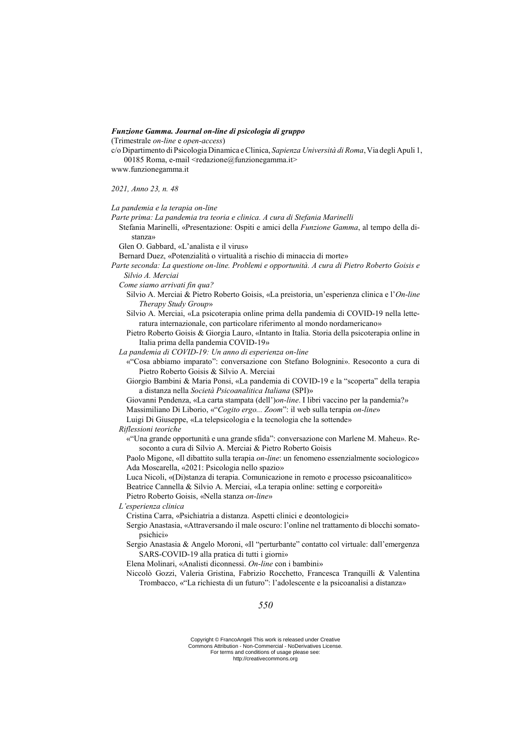***Funzione Gamma. Journal on-line di psicologia di gruppo***
(Trimestrale *on-line* e *open-access*)
c/o Dipartimento di Psicologia Dinamica e Clinica, *Sapienza Università di Roma*, Via degli Apuli 1, 00185 Roma, e-mail <redazione@funzionegamma.it>
www.funzionegamma.it

*2021, Anno 23, n. 48*

*La pandemia e la terapia on-line*

*Parte prima: La pandemia tra teoria e clinica. A cura di Stefania Marinelli*

Stefania Marinelli, «Presentazione: Ospiti e amici della *Funzione Gamma*, al tempo della distanza»

Glen O. Gabbard, «L'analista e il virus»

Bernard Duez, «Potenzialità o virtualità a rischio di minaccia di morte»

*Parte seconda: La questione on-line. Problemi e opportunità. A cura di Pietro Roberto Goisis e Silvio A. Merciai*

*Come siamo arrivati fin qua?*

Silvio A. Merciai & Pietro Roberto Goisis, «La preistoria, un'esperienza clinica e l'*On-line Therapy Study Group*»

Silvio A. Merciai, «La psicoterapia online prima della pandemia di COVID-19 nella letteratura internazionale, con particolare riferimento al mondo nordamericano»

Pietro Roberto Goisis & Giorgia Lauro, «Intanto in Italia. Storia della psicoterapia online in Italia prima della pandemia COVID-19»

*La pandemia di COVID-19: Un anno di esperienza on-line*

«"Cosa abbiamo imparato": conversazione con Stefano Bolognini». Resoconto a cura di Pietro Roberto Goisis & Silvio A. Merciai

Giorgio Bambini & Maria Ponsi, «La pandemia di COVID-19 e la "scoperta" della terapia a distanza nella *Società Psicoanalitica Italiana* (SPI)»

Giovanni Pendenza, «La carta stampata (dell')*on-line*. I libri vaccino per la pandemia?»

Massimiliano Di Liborio, «"*Cogito ergo... Zoom*": il web sulla terapia *on-line*»

Luigi Di Giuseppe, «La telepsicologia e la tecnologia che la sottende»

*Riflessioni teoriche*

«"Una grande opportunità e una grande sfida": conversazione con Marlene M. Maheu». Resoconto a cura di Silvio A. Merciai & Pietro Roberto Goisis

Paolo Migone, «Il dibattito sulla terapia *on-line*: un fenomeno essenzialmente sociologico»

Ada Moscarella, «2021: Psicologia nello spazio»

Luca Nicoli, «(Di)stanza di terapia. Comunicazione in remoto e processo psicoanalitico»

Beatrice Cannella & Silvio A. Merciai, «La terapia online: setting e corporeità»

Pietro Roberto Goisis, «Nella stanza *on-line*»

*L'esperienza clinica*

Cristina Carra, «Psichiatria a distanza. Aspetti clinici e deontologici»

Sergio Anastasia, «Attraversando il male oscuro: l'online nel trattamento di blocchi somatopsichici»

Sergio Anastasia & Angelo Moroni, «Il "perturbante" contatto col virtuale: dall'emergenza SARS-COVID-19 alla pratica di tutti i giorni»

Elena Molinari, «Analisti diconnessi. *On-line* con i bambini»

Niccolò Gozzi, Valeria Gristina, Fabrizio Rocchetto, Francesca Tranquilli & Valentina Trombacco, «"La richiesta di un futuro": l'adolescente e la psicoanalisi a distanza»

Copyright © FrancoAngeli This work is released under Creative Commons Attribution - Non-Commercial - NoDerivatives License. For terms and conditions of usage please see: http://creativecommons.org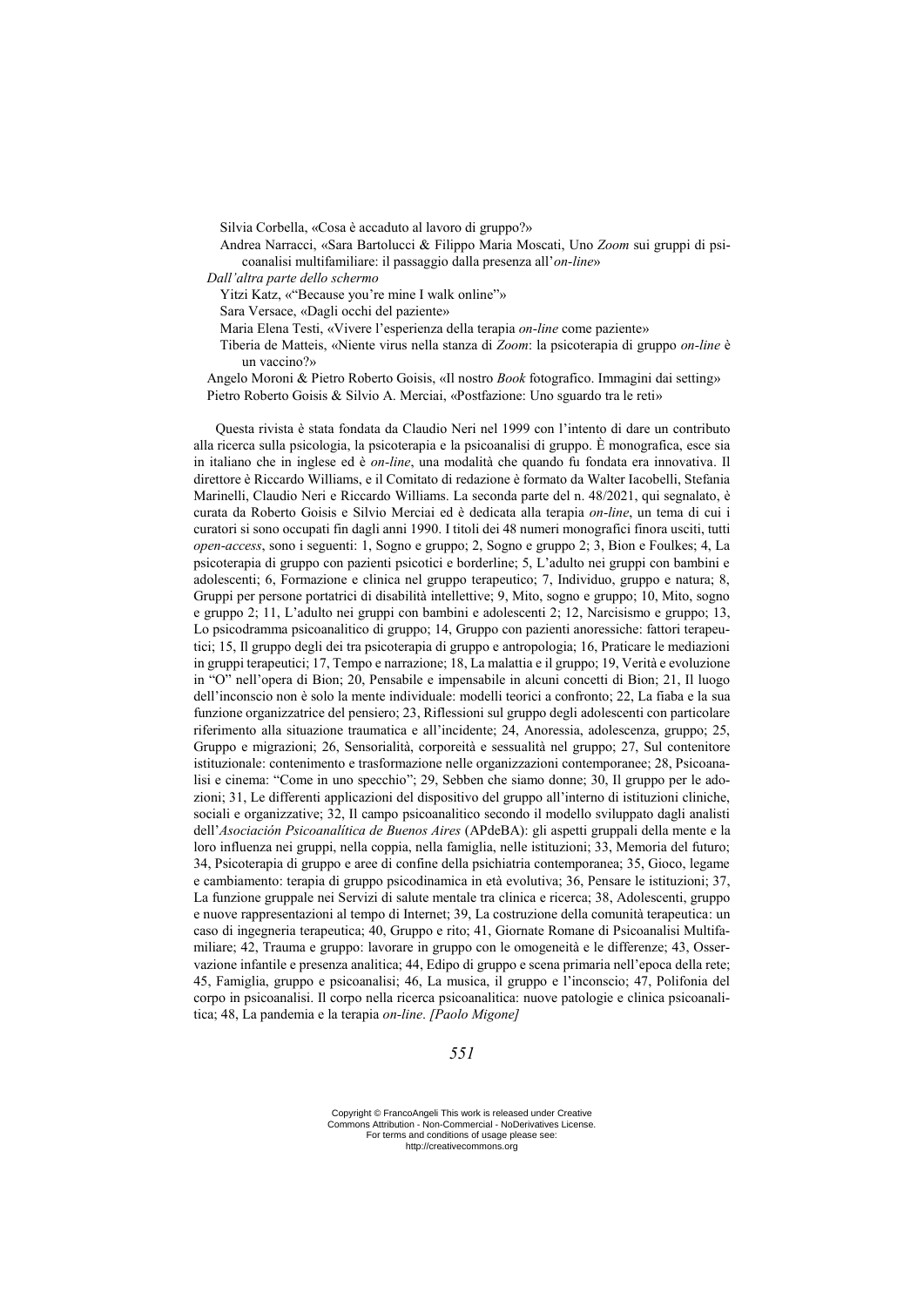Silvia Corbella, «Cosa è accaduto al lavoro di gruppo?»

Andrea Narracci, «Sara Bartolucci & Filippo Maria Moscati, Uno *Zoom* sui gruppi di psicoanalisi multifamiliare: il passaggio dalla presenza all'*on-line*»

*Dall'altra parte dello schermo*

Yitzi Katz, «"Because you're mine I walk online"»

Sara Versace, «Dagli occhi del paziente»

Maria Elena Testi, «Vivere l'esperienza della terapia *on-line* come paziente»

Tiberia de Matteis, «Niente virus nella stanza di *Zoom*: la psicoterapia di gruppo *on-line* è un vaccino?»

Angelo Moroni & Pietro Roberto Goisis, «Il nostro *Book* fotografico. Immagini dai setting»

Pietro Roberto Goisis & Silvio A. Merciai, «Postfazione: Uno sguardo tra le reti»

Questa rivista è stata fondata da Claudio Neri nel 1999 con l'intento di dare un contributo alla ricerca sulla psicologia, la psicoterapia e la psicoanalisi di gruppo. È monografica, esce sia in italiano che in inglese ed è *on-line*, una modalità che quando fu fondata era innovativa. Il direttore è Riccardo Williams, e il Comitato di redazione è formato da Walter Iacobelli, Stefania Marinelli, Claudio Neri e Riccardo Williams. La seconda parte del n. 48/2021, qui segnalato, è curata da Roberto Goisis e Silvio Merciai ed è dedicata alla terapia *on-line*, un tema di cui i curatori si sono occupati fin dagli anni 1990. I titoli dei 48 numeri monografici finora usciti, tutti *open-access*, sono i seguenti: 1, Sogno e gruppo; 2, Sogno e gruppo 2; 3, Bion e Foulkes; 4, La psicoterapia di gruppo con pazienti psicotici e borderline; 5, L'adulto nei gruppi con bambini e adolescenti; 6, Formazione e clinica nel gruppo terapeutico; 7, Individuo, gruppo e natura; 8, Gruppi per persone portatrici di disabilità intellettive; 9, Mito, sogno e gruppo; 10, Mito, sogno e gruppo 2; 11, L'adulto nei gruppi con bambini e adolescenti 2; 12, Narcisismo e gruppo; 13, Lo psicodramma psicoanalitico di gruppo; 14, Gruppo con pazienti anoressiche: fattori terapeutici; 15, Il gruppo degli dei tra psicoterapia di gruppo e antropologia; 16, Praticare le mediazioni in gruppi terapeutici; 17, Tempo e narrazione; 18, La malattia e il gruppo; 19, Verità e evoluzione in "O" nell'opera di Bion; 20, Pensabile e impensabile in alcuni concetti di Bion; 21, Il luogo dell'inconscio non è solo la mente individuale: modelli teorici a confronto; 22, La fiaba e la sua funzione organizzatrice del pensiero; 23, Riflessioni sul gruppo degli adolescenti con particolare riferimento alla situazione traumatica e all'incidente; 24, Anoressia, adolescenza, gruppo; 25, Gruppo e migrazioni; 26, Sensorialità, corporeità e sessualità nel gruppo; 27, Sul contenitore istituzionale: contenimento e trasformazione nelle organizzazioni contemporanee; 28, Psicoanalisi e cinema: "Come in uno specchio"; 29, Sebben che siamo donne; 30, Il gruppo per le adozioni; 31, Le differenti applicazioni del dispositivo del gruppo all'interno di istituzioni cliniche, sociali e organizzative; 32, Il campo psicoanalitico secondo il modello sviluppato dagli analisti dell'*Asociación Psicoanalítica de Buenos Aires* (APdeBA): gli aspetti gruppali della mente e la loro influenza nei gruppi, nella coppia, nella famiglia, nelle istituzioni; 33, Memoria del futuro; 34, Psicoterapia di gruppo e aree di confine della psichiatria contemporanea; 35, Gioco, legame e cambiamento: terapia di gruppo psicodinamica in età evolutiva; 36, Pensare le istituzioni; 37, La funzione gruppale nei Servizi di salute mentale tra clinica e ricerca; 38, Adolescenti, gruppo e nuove rappresentazioni al tempo di Internet; 39, La costruzione della comunità terapeutica: un caso di ingegneria terapeutica; 40, Gruppo e rito; 41, Giornate Romane di Psicoanalisi Multifamiliare; 42, Trauma e gruppo: lavorare in gruppo con le omogeneità e le differenze; 43, Osservazione infantile e presenza analitica; 44, Edipo di gruppo e scena primaria nell'epoca della rete; 45, Famiglia, gruppo e psicoanalisi; 46, La musica, il gruppo e l'inconscio; 47, Polifonia del corpo in psicoanalisi. Il corpo nella ricerca psicoanalitica: nuove patologie e clinica psicoanalitica; 48, La pandemia e la terapia *on-line*. *[Paolo Migone]*

Copyright © FrancoAngeli This work is released under Creative Commons Attribution - Non-Commercial - NoDerivatives License. For terms and conditions of usage please see: http://creativecommons.org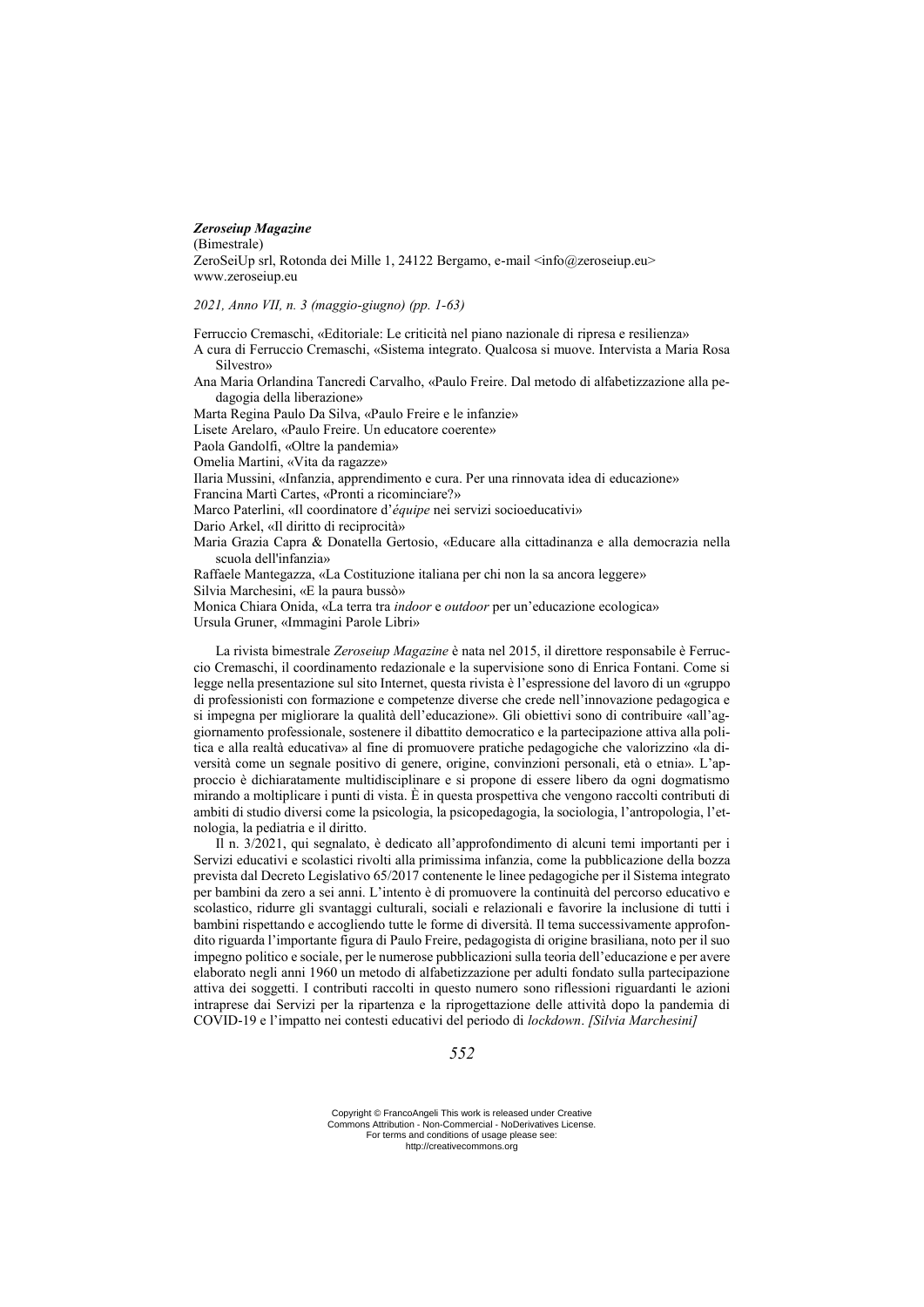***Zeroseiup Magazine***
(Bimestrale)
ZeroSeiUp srl, Rotonda dei Mille 1, 24122 Bergamo, e-mail <info@zeroseiup.eu>
www.zeroseiup.eu

*2021, Anno VII, n. 3 (maggio-giugno) (pp. 1-63)*

Ferruccio Cremaschi, «Editoriale: Le criticità nel piano nazionale di ripresa e resilienza»
A cura di Ferruccio Cremaschi, «Sistema integrato. Qualcosa si muove. Intervista a Maria Rosa Silvestro»
Ana Maria Orlandina Tancredi Carvalho, «Paulo Freire. Dal metodo di alfabetizzazione alla pedagogia della liberazione»
Marta Regina Paulo Da Silva, «Paulo Freire e le infanzie»
Lisete Arelaro, «Paulo Freire. Un educatore coerente»
Paola Gandolfi, «Oltre la pandemia»
Omelia Martini, «Vita da ragazze»
Ilaria Mussini, «Infanzia, apprendimento e cura. Per una rinnovata idea di educazione»
Francina Martì Cartes, «Pronti a ricominciare?»
Marco Paterlini, «Il coordinatore d'*équipe* nei servizi socioeducativi»
Dario Arkel, «Il diritto di reciprocità»
Maria Grazia Capra & Donatella Gertosio, «Educare alla cittadinanza e alla democrazia nella scuola dell'infanzia»
Raffaele Mantegazza, «La Costituzione italiana per chi non la sa ancora leggere»
Silvia Marchesini, «E la paura bussò»
Monica Chiara Onida, «La terra tra *indoor* e *outdoor* per un'educazione ecologica»
Ursula Gruner, «Immagini Parole Libri»

La rivista bimestrale *Zeroseiup Magazine* è nata nel 2015, il direttore responsabile è Ferruccio Cremaschi, il coordinamento redazionale e la supervisione sono di Enrica Fontani. Come si legge nella presentazione sul sito Internet, questa rivista è l'espressione del lavoro di un «gruppo di professionisti con formazione e competenze diverse che crede nell'innovazione pedagogica e si impegna per migliorare la qualità dell'educazione». Gli obiettivi sono di contribuire «all'aggiornamento professionale, sostenere il dibattito democratico e la partecipazione attiva alla politica e alla realtà educativa» al fine di promuovere pratiche pedagogiche che valorizzino «la diversità come un segnale positivo di genere, origine, convinzioni personali, età o etnia». L'approccio è dichiaratamente multidisciplinare e si propone di essere libero da ogni dogmatismo mirando a moltiplicare i punti di vista. È in questa prospettiva che vengono raccolti contributi di ambiti di studio diversi come la psicologia, la psicopedagogia, la sociologia, l'antropologia, l'etnologia, la pediatria e il diritto.

Il n. 3/2021, qui segnalato, è dedicato all'approfondimento di alcuni temi importanti per i Servizi educativi e scolastici rivolti alla primissima infanzia, come la pubblicazione della bozza prevista dal Decreto Legislativo 65/2017 contenente le linee pedagogiche per il Sistema integrato per bambini da zero a sei anni. L'intento è di promuovere la continuità del percorso educativo e scolastico, ridurre gli svantaggi culturali, sociali e relazionali e favorire la inclusione di tutti i bambini rispettando e accogliendo tutte le forme di diversità. Il tema successivamente approfondito riguarda l'importante figura di Paulo Freire, pedagogista di origine brasiliana, noto per il suo impegno politico e sociale, per le numerose pubblicazioni sulla teoria dell'educazione e per avere elaborato negli anni 1960 un metodo di alfabetizzazione per adulti fondato sulla partecipazione attiva dei soggetti. I contributi raccolti in questo numero sono riflessioni riguardanti le azioni intraprese dai Servizi per la ripartenza e la riprogettazione delle attività dopo la pandemia di COVID-19 e l'impatto nei contesti educativi del periodo di *lockdown*. *[Silvia Marchesini]*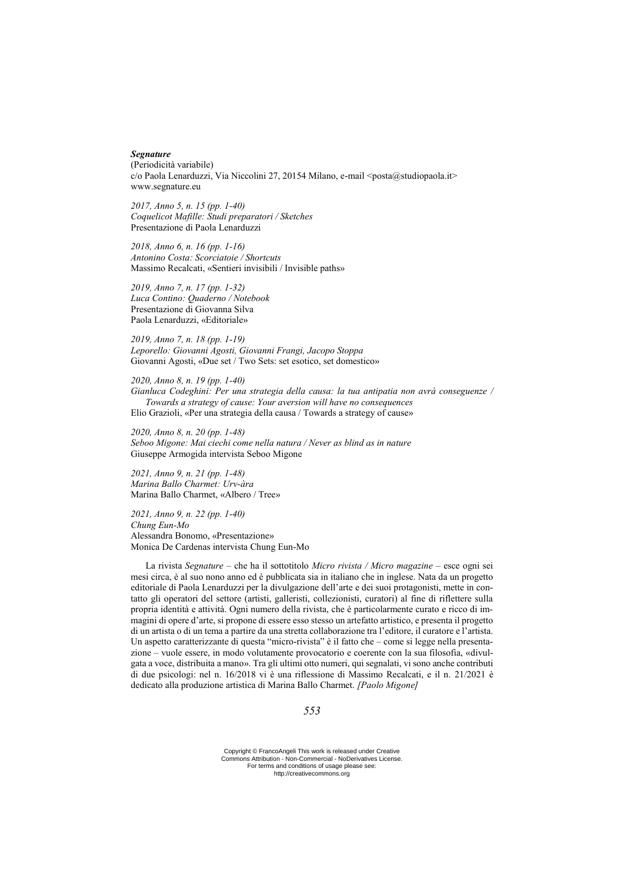***Segnature***
(Periodicità variabile)
c/o Paola Lenarduzzi, Via Niccolini 27, 20154 Milano, e-mail <posta@studiopaola.it>
www.segnature.eu

*2017, Anno 5, n. 15 (pp. 1-40)*
*Coquelicot Mafille: Studi preparatori / Sketches*
Presentazione di Paola Lenarduzzi

*2018, Anno 6, n. 16 (pp. 1-16)*
*Antonino Costa: Scorciatoie / Shortcuts*
Massimo Recalcati, «Sentieri invisibili / Invisible paths»

*2019, Anno 7, n. 17 (pp. 1-32)*
*Luca Contino: Quaderno / Notebook*
Presentazione di Giovanna Silva
Paola Lenarduzzi, «Editoriale»

*2019, Anno 7, n. 18 (pp. 1-19)*
*Leporello: Giovanni Agosti, Giovanni Frangi, Jacopo Stoppa*
Giovanni Agosti, «Due set / Two Sets: set esotico, set domestico»

*2020, Anno 8, n. 19 (pp. 1-40)*
*Gianluca Codeghini: Per una strategia della causa: la tua antipatia non avrà conseguenze / Towards a strategy of cause: Your aversion will have no consequences*
Elio Grazioli, «Per una strategia della causa / Towards a strategy of cause»

*2020, Anno 8, n. 20 (pp. 1-48)*
*Seboo Migone: Mai ciechi come nella natura / Never as blind as in nature*
Giuseppe Armogida intervista Seboo Migone

*2021, Anno 9, n. 21 (pp. 1-48)*
*Marina Ballo Charmet: Urv-àra*
Marina Ballo Charmet, «Albero / Tree»

*2021, Anno 9, n. 22 (pp. 1-40)*
*Chung Eun-Mo*
Alessandra Bonomo, «Presentazione»
Monica De Cardenas intervista Chung Eun-Mo

La rivista *Segnature* – che ha il sottotitolo *Micro rivista / Micro magazine* – esce ogni sei mesi circa, è al suo nono anno ed è pubblicata sia in italiano che in inglese. Nata da un progetto editoriale di Paola Lenarduzzi per la divulgazione dell'arte e dei suoi protagonisti, mette in contatto gli operatori del settore (artisti, galleristi, collezionisti, curatori) al fine di riflettere sulla propria identità e attività. Ogni numero della rivista, che è particolarmente curato e ricco di immagini di opere d'arte, si propone di essere esso stesso un artefatto artistico, e presenta il progetto di un artista o di un tema a partire da una stretta collaborazione tra l'editore, il curatore e l'artista. Un aspetto caratterizzante di questa "micro-rivista" è il fatto che – come si legge nella presentazione – vuole essere, in modo volutamente provocatorio e coerente con la sua filosofia, «divulgata a voce, distribuita a mano». Tra gli ultimi otto numeri, qui segnalati, vi sono anche contributi di due psicologi: nel n. 16/2018 vi è una riflessione di Massimo Recalcati, e il n. 21/2021 è dedicato alla produzione artistica di Marina Ballo Charmet. *[Paolo Migone]*

Copyright © FrancoAngeli This work is released under Creative Commons Attribution - Non-Commercial - NoDerivatives License. For terms and conditions of usage please see: http://creativecommons.org